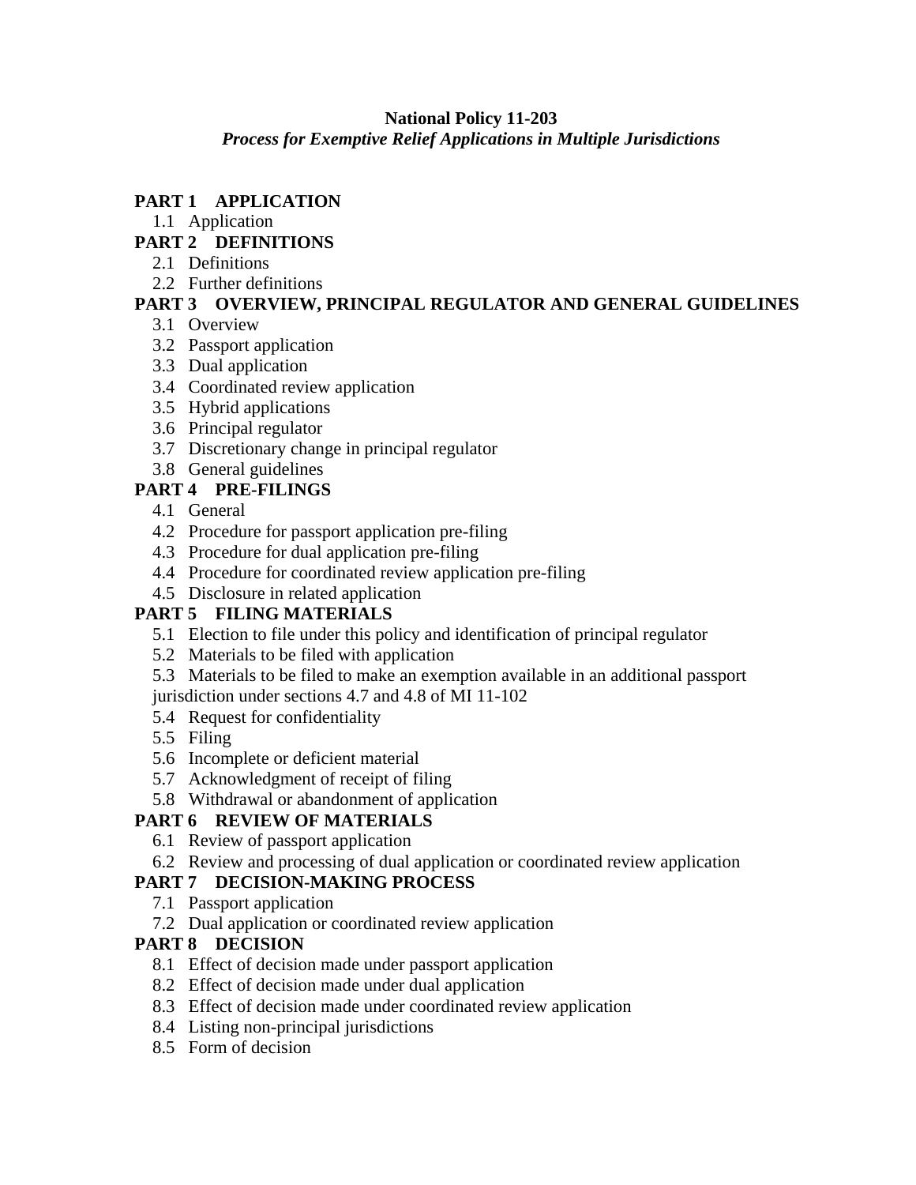**National Policy 11-203**
***Process for Exemptive Relief Applications in Multiple Jurisdictions***

**PART 1 APPLICATION**
- 1.1 Application

**PART 2 DEFINITIONS**
- 2.1 Definitions
- 2.2 Further definitions

**PART 3 OVERVIEW, PRINCIPAL REGULATOR AND GENERAL GUIDELINES**
- 3.1 Overview
- 3.2 Passport application
- 3.3 Dual application
- 3.4 Coordinated review application
- 3.5 Hybrid applications
- 3.6 Principal regulator
- 3.7 Discretionary change in principal regulator
- 3.8 General guidelines

**PART 4 PRE-FILINGS**
- 4.1 General
- 4.2 Procedure for passport application pre-filing
- 4.3 Procedure for dual application pre-filing
- 4.4 Procedure for coordinated review application pre-filing
- 4.5 Disclosure in related application

**PART 5 FILING MATERIALS**
- 5.1 Election to file under this policy and identification of principal regulator
- 5.2 Materials to be filed with application
- 5.3 Materials to be filed to make an exemption available in an additional passport jurisdiction under sections 4.7 and 4.8 of MI 11-102
- 5.4 Request for confidentiality
- 5.5 Filing
- 5.6 Incomplete or deficient material
- 5.7 Acknowledgment of receipt of filing
- 5.8 Withdrawal or abandonment of application

**PART 6 REVIEW OF MATERIALS**
- 6.1 Review of passport application
- 6.2 Review and processing of dual application or coordinated review application

**PART 7 DECISION-MAKING PROCESS**
- 7.1 Passport application
- 7.2 Dual application or coordinated review application

**PART 8 DECISION**
- 8.1 Effect of decision made under passport application
- 8.2 Effect of decision made under dual application
- 8.3 Effect of decision made under coordinated review application
- 8.4 Listing non-principal jurisdictions
- 8.5 Form of decision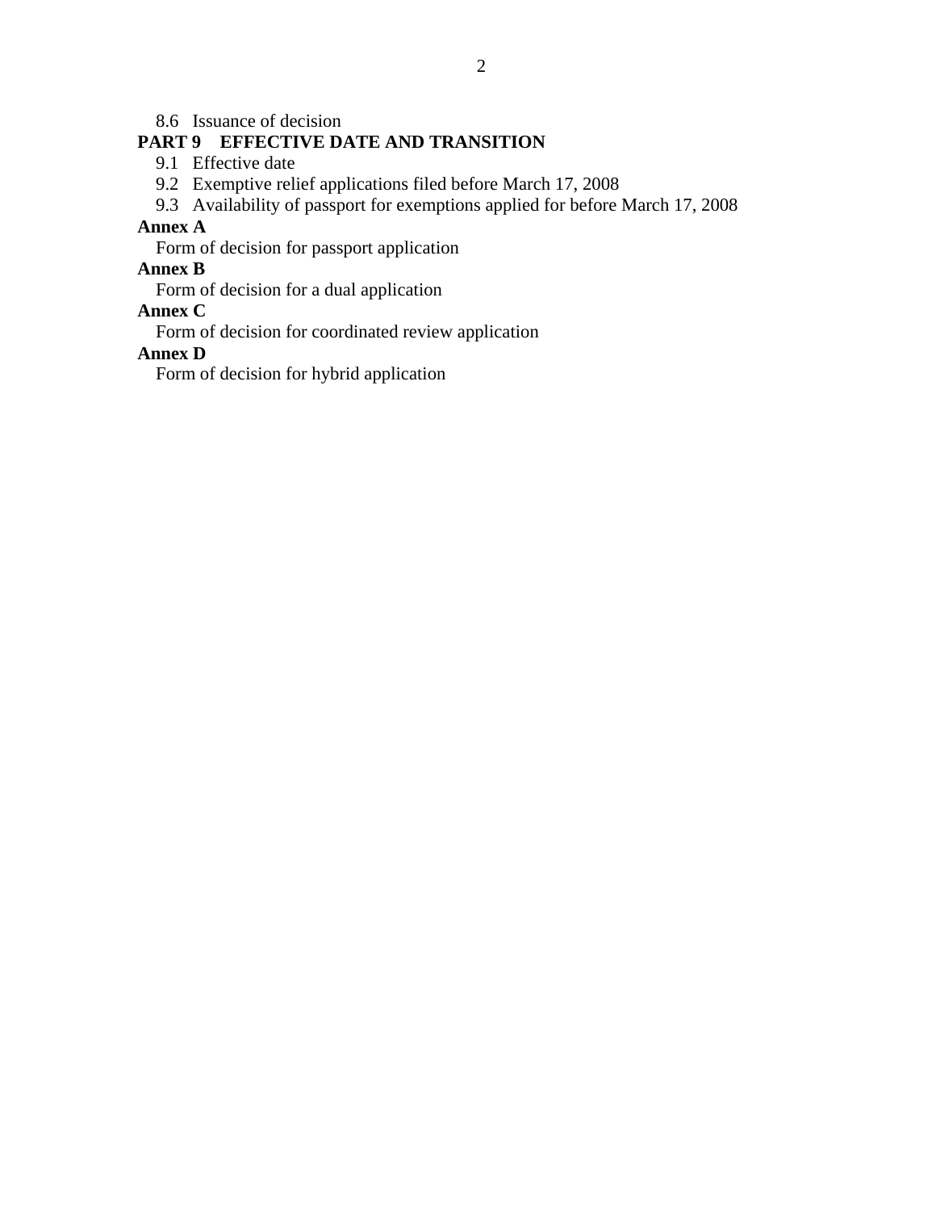8.6 Issuance of decision

**PART 9 EFFECTIVE DATE AND TRANSITION**

9.1 Effective date

9.2 Exemptive relief applications filed before March 17, 2008

9.3 Availability of passport for exemptions applied for before March 17, 2008

**Annex A**

Form of decision for passport application

**Annex B**

Form of decision for a dual application

**Annex C**

Form of decision for coordinated review application

**Annex D**

Form of decision for hybrid application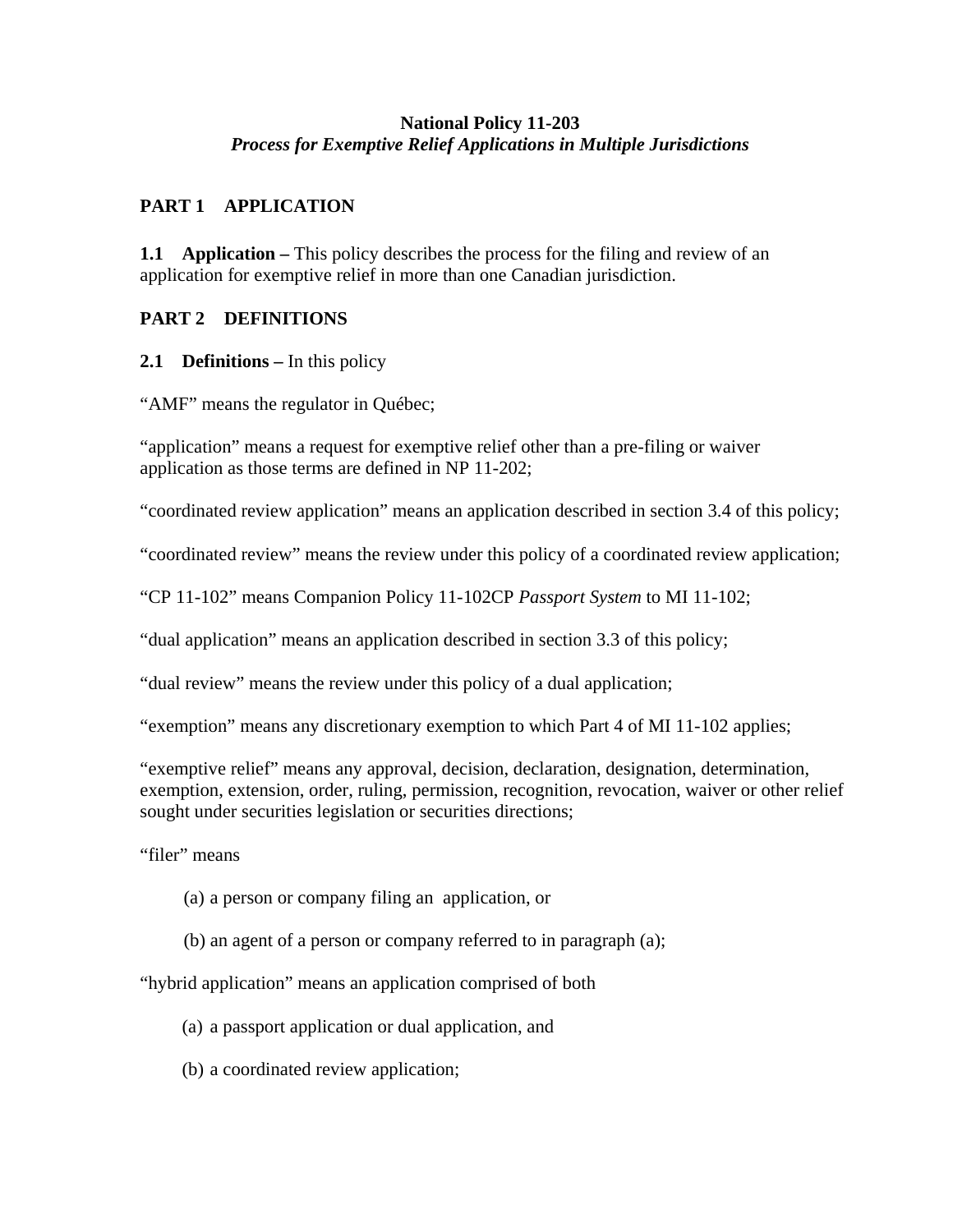**National Policy 11-203**
***Process for Exemptive Relief Applications in Multiple Jurisdictions***

## PART 1 APPLICATION

**1.1 Application –** This policy describes the process for the filing and review of an application for exemptive relief in more than one Canadian jurisdiction.

## PART 2 DEFINITIONS

**2.1 Definitions –** In this policy

"AMF" means the regulator in Québec;

"application" means a request for exemptive relief other than a pre-filing or waiver application as those terms are defined in NP 11-202;

"coordinated review application" means an application described in section 3.4 of this policy;

"coordinated review" means the review under this policy of a coordinated review application;

"CP 11-102" means Companion Policy 11-102CP *Passport System* to MI 11-102;

"dual application" means an application described in section 3.3 of this policy;

"dual review" means the review under this policy of a dual application;

"exemption" means any discretionary exemption to which Part 4 of MI 11-102 applies;

"exemptive relief" means any approval, decision, declaration, designation, determination, exemption, extension, order, ruling, permission, recognition, revocation, waiver or other relief sought under securities legislation or securities directions;

"filer" means

(a) a person or company filing an application, or

(b) an agent of a person or company referred to in paragraph (a);

"hybrid application" means an application comprised of both

(a) a passport application or dual application, and

(b) a coordinated review application;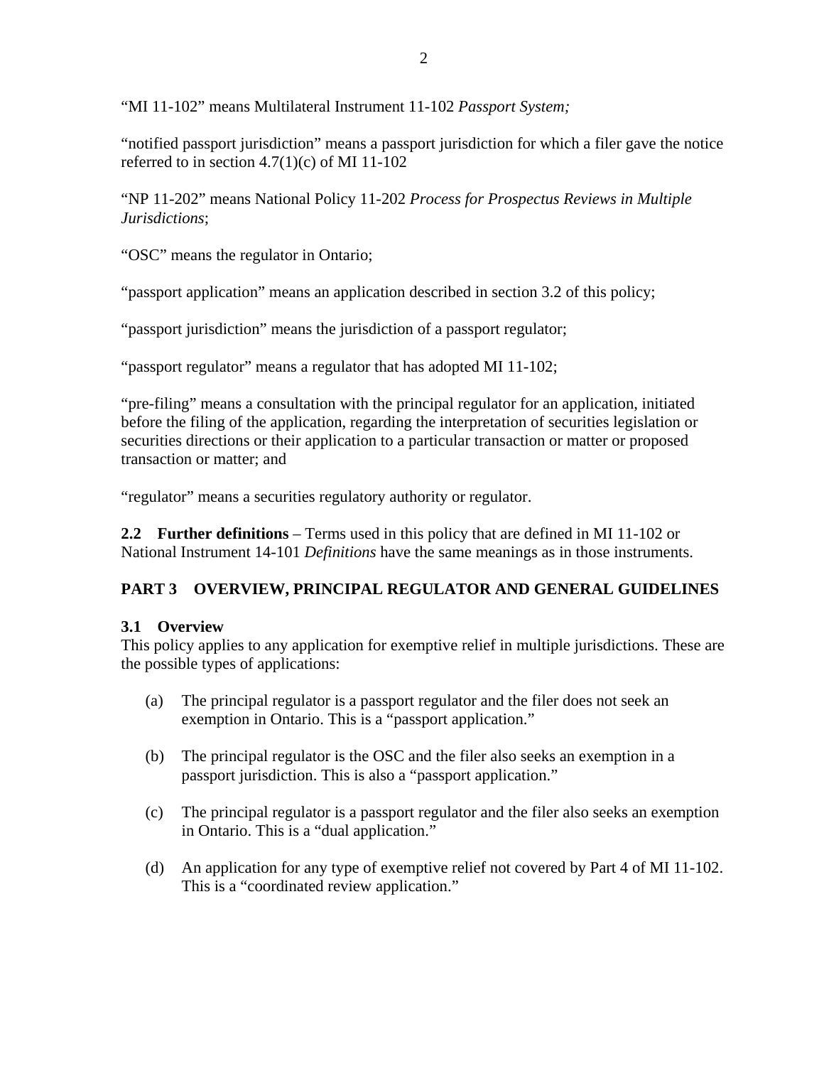"MI 11-102" means Multilateral Instrument 11-102 *Passport System;*

"notified passport jurisdiction" means a passport jurisdiction for which a filer gave the notice referred to in section 4.7(1)(c) of MI 11-102

"NP 11-202" means National Policy 11-202 *Process for Prospectus Reviews in Multiple Jurisdictions*;

"OSC" means the regulator in Ontario;

"passport application" means an application described in section 3.2 of this policy;

"passport jurisdiction" means the jurisdiction of a passport regulator;

"passport regulator" means a regulator that has adopted MI 11-102;

"pre-filing" means a consultation with the principal regulator for an application, initiated before the filing of the application, regarding the interpretation of securities legislation or securities directions or their application to a particular transaction or matter or proposed transaction or matter; and

"regulator" means a securities regulatory authority or regulator.

**2.2 Further definitions** – Terms used in this policy that are defined in MI 11-102 or National Instrument 14-101 *Definitions* have the same meanings as in those instruments.

## PART 3 OVERVIEW, PRINCIPAL REGULATOR AND GENERAL GUIDELINES

### 3.1 Overview

This policy applies to any application for exemptive relief in multiple jurisdictions. These are the possible types of applications:

(a) The principal regulator is a passport regulator and the filer does not seek an exemption in Ontario. This is a "passport application."

(b) The principal regulator is the OSC and the filer also seeks an exemption in a passport jurisdiction. This is also a "passport application."

(c) The principal regulator is a passport regulator and the filer also seeks an exemption in Ontario. This is a "dual application."

(d) An application for any type of exemptive relief not covered by Part 4 of MI 11-102. This is a "coordinated review application."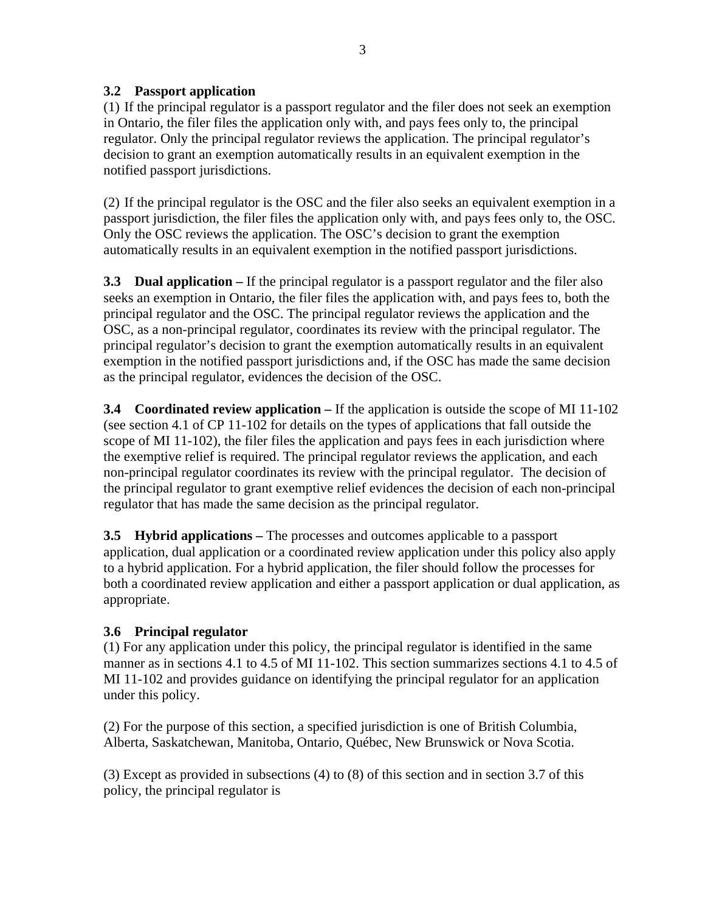### 3.2 Passport application

(1) If the principal regulator is a passport regulator and the filer does not seek an exemption in Ontario, the filer files the application only with, and pays fees only to, the principal regulator. Only the principal regulator reviews the application. The principal regulator's decision to grant an exemption automatically results in an equivalent exemption in the notified passport jurisdictions.

(2) If the principal regulator is the OSC and the filer also seeks an equivalent exemption in a passport jurisdiction, the filer files the application only with, and pays fees only to, the OSC. Only the OSC reviews the application. The OSC's decision to grant the exemption automatically results in an equivalent exemption in the notified passport jurisdictions.

**3.3 Dual application –** If the principal regulator is a passport regulator and the filer also seeks an exemption in Ontario, the filer files the application with, and pays fees to, both the principal regulator and the OSC. The principal regulator reviews the application and the OSC, as a non-principal regulator, coordinates its review with the principal regulator. The principal regulator's decision to grant the exemption automatically results in an equivalent exemption in the notified passport jurisdictions and, if the OSC has made the same decision as the principal regulator, evidences the decision of the OSC.

**3.4 Coordinated review application –** If the application is outside the scope of MI 11-102 (see section 4.1 of CP 11-102 for details on the types of applications that fall outside the scope of MI 11-102), the filer files the application and pays fees in each jurisdiction where the exemptive relief is required. The principal regulator reviews the application, and each non-principal regulator coordinates its review with the principal regulator. The decision of the principal regulator to grant exemptive relief evidences the decision of each non-principal regulator that has made the same decision as the principal regulator.

**3.5 Hybrid applications –** The processes and outcomes applicable to a passport application, dual application or a coordinated review application under this policy also apply to a hybrid application. For a hybrid application, the filer should follow the processes for both a coordinated review application and either a passport application or dual application, as appropriate.

### 3.6 Principal regulator

(1) For any application under this policy, the principal regulator is identified in the same manner as in sections 4.1 to 4.5 of MI 11-102. This section summarizes sections 4.1 to 4.5 of MI 11-102 and provides guidance on identifying the principal regulator for an application under this policy.

(2) For the purpose of this section, a specified jurisdiction is one of British Columbia, Alberta, Saskatchewan, Manitoba, Ontario, Québec, New Brunswick or Nova Scotia.

(3) Except as provided in subsections (4) to (8) of this section and in section 3.7 of this policy, the principal regulator is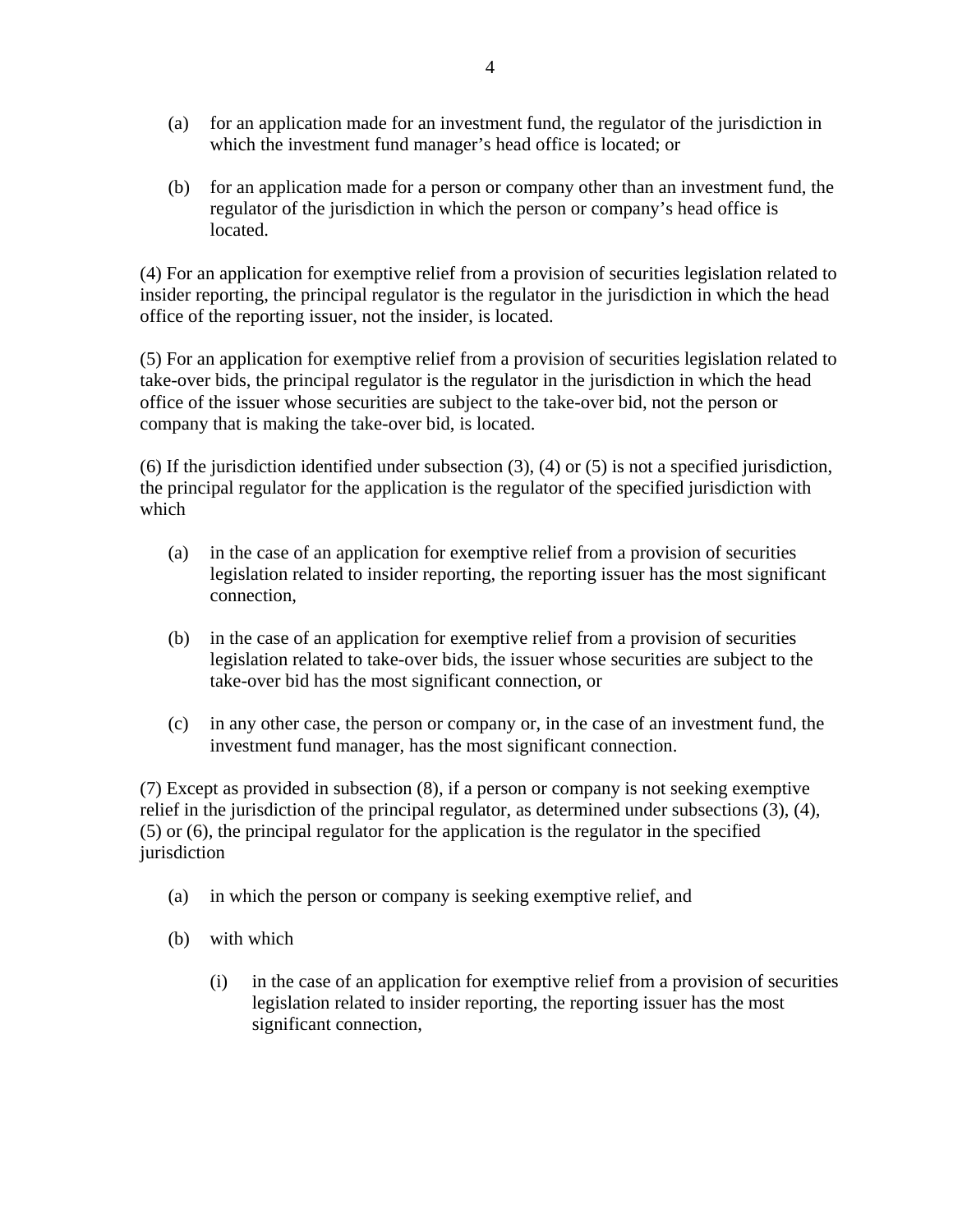(a) for an application made for an investment fund, the regulator of the jurisdiction in which the investment fund manager’s head office is located; or

(b) for an application made for a person or company other than an investment fund, the regulator of the jurisdiction in which the person or company’s head office is located.

(4) For an application for exemptive relief from a provision of securities legislation related to insider reporting, the principal regulator is the regulator in the jurisdiction in which the head office of the reporting issuer, not the insider, is located.

(5) For an application for exemptive relief from a provision of securities legislation related to take-over bids, the principal regulator is the regulator in the jurisdiction in which the head office of the issuer whose securities are subject to the take-over bid, not the person or company that is making the take-over bid, is located.

(6) If the jurisdiction identified under subsection (3), (4) or (5) is not a specified jurisdiction, the principal regulator for the application is the regulator of the specified jurisdiction with which

(a) in the case of an application for exemptive relief from a provision of securities legislation related to insider reporting, the reporting issuer has the most significant connection,

(b) in the case of an application for exemptive relief from a provision of securities legislation related to take-over bids, the issuer whose securities are subject to the take-over bid has the most significant connection, or

(c) in any other case, the person or company or, in the case of an investment fund, the investment fund manager, has the most significant connection.

(7) Except as provided in subsection (8), if a person or company is not seeking exemptive relief in the jurisdiction of the principal regulator, as determined under subsections (3), (4), (5) or (6), the principal regulator for the application is the regulator in the specified jurisdiction

(a) in which the person or company is seeking exemptive relief, and

(b) with which

(i) in the case of an application for exemptive relief from a provision of securities legislation related to insider reporting, the reporting issuer has the most significant connection,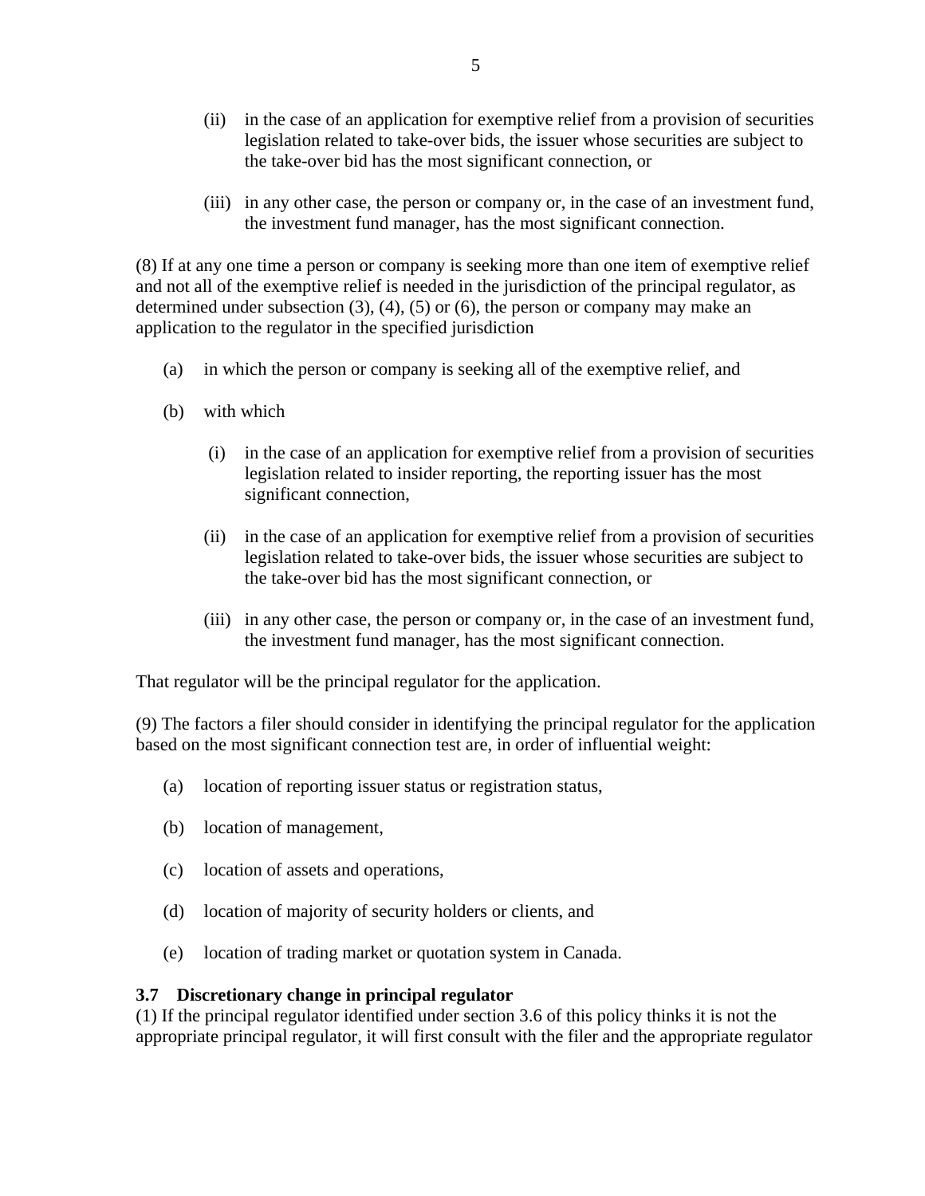(ii) in the case of an application for exemptive relief from a provision of securities legislation related to take-over bids, the issuer whose securities are subject to the take-over bid has the most significant connection, or

(iii) in any other case, the person or company or, in the case of an investment fund, the investment fund manager, has the most significant connection.

(8) If at any one time a person or company is seeking more than one item of exemptive relief and not all of the exemptive relief is needed in the jurisdiction of the principal regulator, as determined under subsection (3), (4), (5) or (6), the person or company may make an application to the regulator in the specified jurisdiction

(a) in which the person or company is seeking all of the exemptive relief, and

(b) with which

(i) in the case of an application for exemptive relief from a provision of securities legislation related to insider reporting, the reporting issuer has the most significant connection,

(ii) in the case of an application for exemptive relief from a provision of securities legislation related to take-over bids, the issuer whose securities are subject to the take-over bid has the most significant connection, or

(iii) in any other case, the person or company or, in the case of an investment fund, the investment fund manager, has the most significant connection.

That regulator will be the principal regulator for the application.

(9) The factors a filer should consider in identifying the principal regulator for the application based on the most significant connection test are, in order of influential weight:

(a) location of reporting issuer status or registration status,

(b) location of management,

(c) location of assets and operations,

(d) location of majority of security holders or clients, and

(e) location of trading market or quotation system in Canada.

**3.7 Discretionary change in principal regulator**

(1) If the principal regulator identified under section 3.6 of this policy thinks it is not the appropriate principal regulator, it will first consult with the filer and the appropriate regulator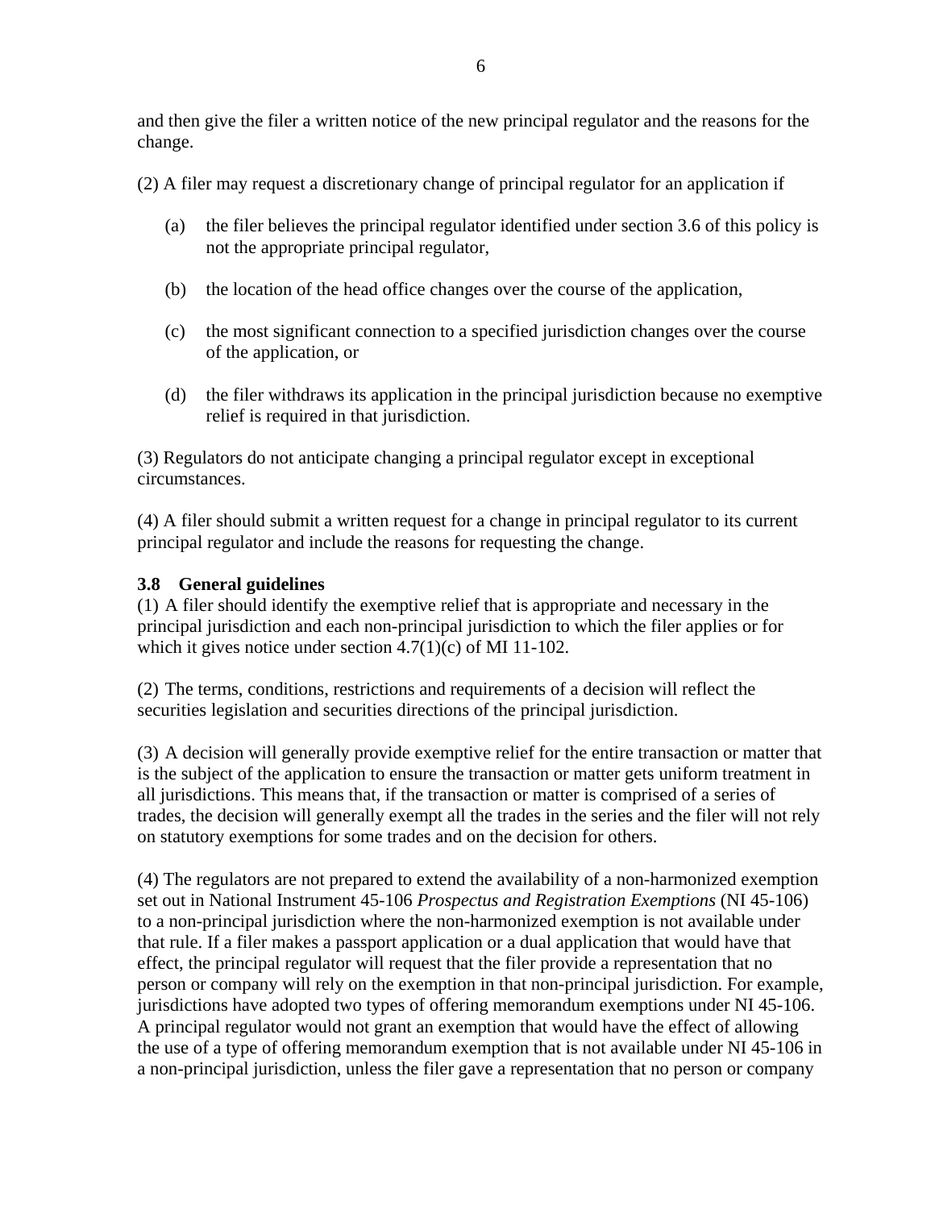and then give the filer a written notice of the new principal regulator and the reasons for the change.

(2) A filer may request a discretionary change of principal regulator for an application if

(a) the filer believes the principal regulator identified under section 3.6 of this policy is not the appropriate principal regulator,

(b) the location of the head office changes over the course of the application,

(c) the most significant connection to a specified jurisdiction changes over the course of the application, or

(d) the filer withdraws its application in the principal jurisdiction because no exemptive relief is required in that jurisdiction.

(3) Regulators do not anticipate changing a principal regulator except in exceptional circumstances.

(4) A filer should submit a written request for a change in principal regulator to its current principal regulator and include the reasons for requesting the change.

### 3.8 General guidelines

(1) A filer should identify the exemptive relief that is appropriate and necessary in the principal jurisdiction and each non-principal jurisdiction to which the filer applies or for which it gives notice under section 4.7(1)(c) of MI 11-102.

(2) The terms, conditions, restrictions and requirements of a decision will reflect the securities legislation and securities directions of the principal jurisdiction.

(3) A decision will generally provide exemptive relief for the entire transaction or matter that is the subject of the application to ensure the transaction or matter gets uniform treatment in all jurisdictions. This means that, if the transaction or matter is comprised of a series of trades, the decision will generally exempt all the trades in the series and the filer will not rely on statutory exemptions for some trades and on the decision for others.

(4) The regulators are not prepared to extend the availability of a non-harmonized exemption set out in National Instrument 45-106 *Prospectus and Registration Exemptions* (NI 45-106) to a non-principal jurisdiction where the non-harmonized exemption is not available under that rule. If a filer makes a passport application or a dual application that would have that effect, the principal regulator will request that the filer provide a representation that no person or company will rely on the exemption in that non-principal jurisdiction. For example, jurisdictions have adopted two types of offering memorandum exemptions under NI 45-106. A principal regulator would not grant an exemption that would have the effect of allowing the use of a type of offering memorandum exemption that is not available under NI 45-106 in a non-principal jurisdiction, unless the filer gave a representation that no person or company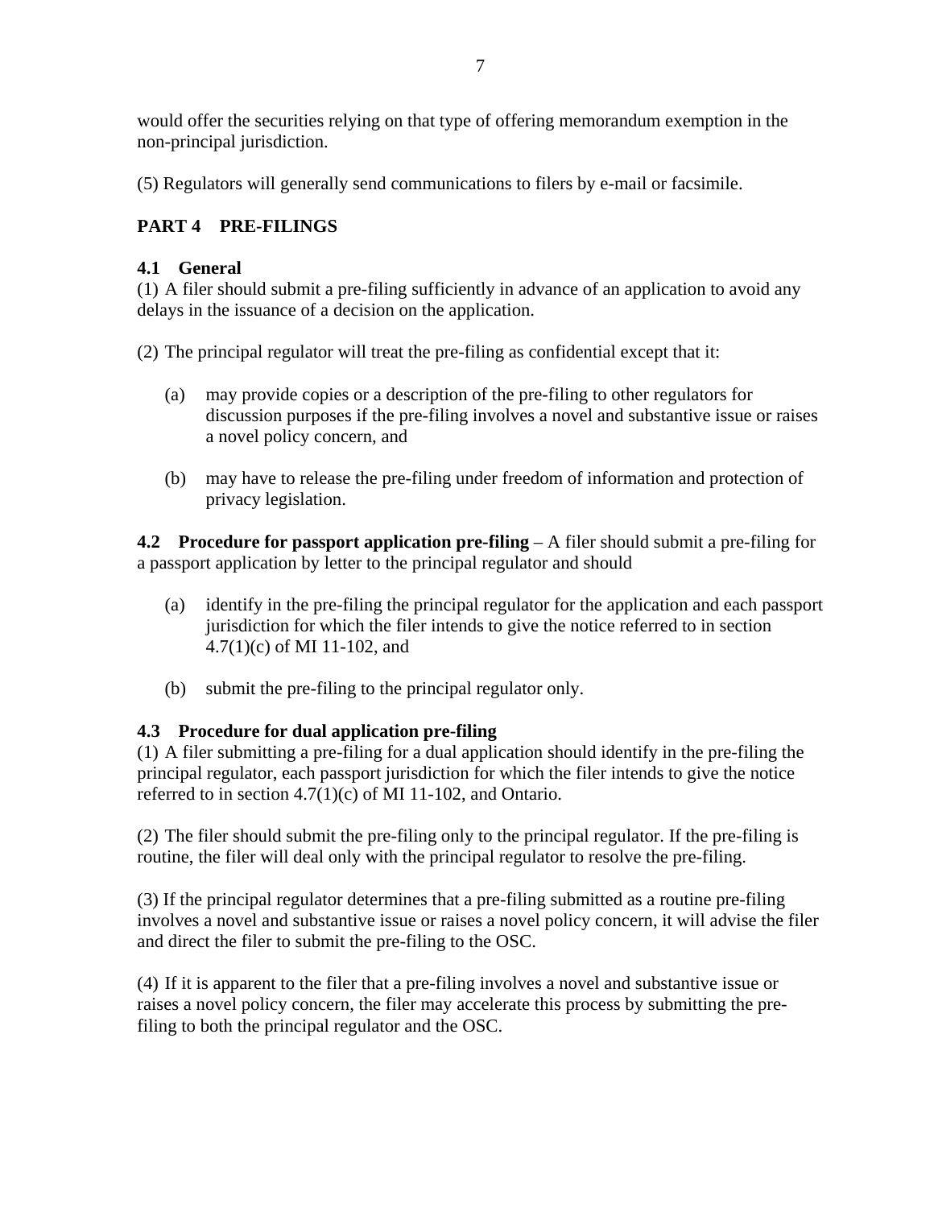would offer the securities relying on that type of offering memorandum exemption in the non-principal jurisdiction.

(5) Regulators will generally send communications to filers by e-mail or facsimile.

## PART 4 PRE-FILINGS

### 4.1 General

(1) A filer should submit a pre-filing sufficiently in advance of an application to avoid any delays in the issuance of a decision on the application.

(2) The principal regulator will treat the pre-filing as confidential except that it:

(a) may provide copies or a description of the pre-filing to other regulators for discussion purposes if the pre-filing involves a novel and substantive issue or raises a novel policy concern, and

(b) may have to release the pre-filing under freedom of information and protection of privacy legislation.

**4.2 Procedure for passport application pre-filing** – A filer should submit a pre-filing for a passport application by letter to the principal regulator and should

(a) identify in the pre-filing the principal regulator for the application and each passport jurisdiction for which the filer intends to give the notice referred to in section 4.7(1)(c) of MI 11-102, and

(b) submit the pre-filing to the principal regulator only.

### 4.3 Procedure for dual application pre-filing

(1) A filer submitting a pre-filing for a dual application should identify in the pre-filing the principal regulator, each passport jurisdiction for which the filer intends to give the notice referred to in section 4.7(1)(c) of MI 11-102, and Ontario.

(2) The filer should submit the pre-filing only to the principal regulator. If the pre-filing is routine, the filer will deal only with the principal regulator to resolve the pre-filing.

(3) If the principal regulator determines that a pre-filing submitted as a routine pre-filing involves a novel and substantive issue or raises a novel policy concern, it will advise the filer and direct the filer to submit the pre-filing to the OSC.

(4) If it is apparent to the filer that a pre-filing involves a novel and substantive issue or raises a novel policy concern, the filer may accelerate this process by submitting the pre-filing to both the principal regulator and the OSC.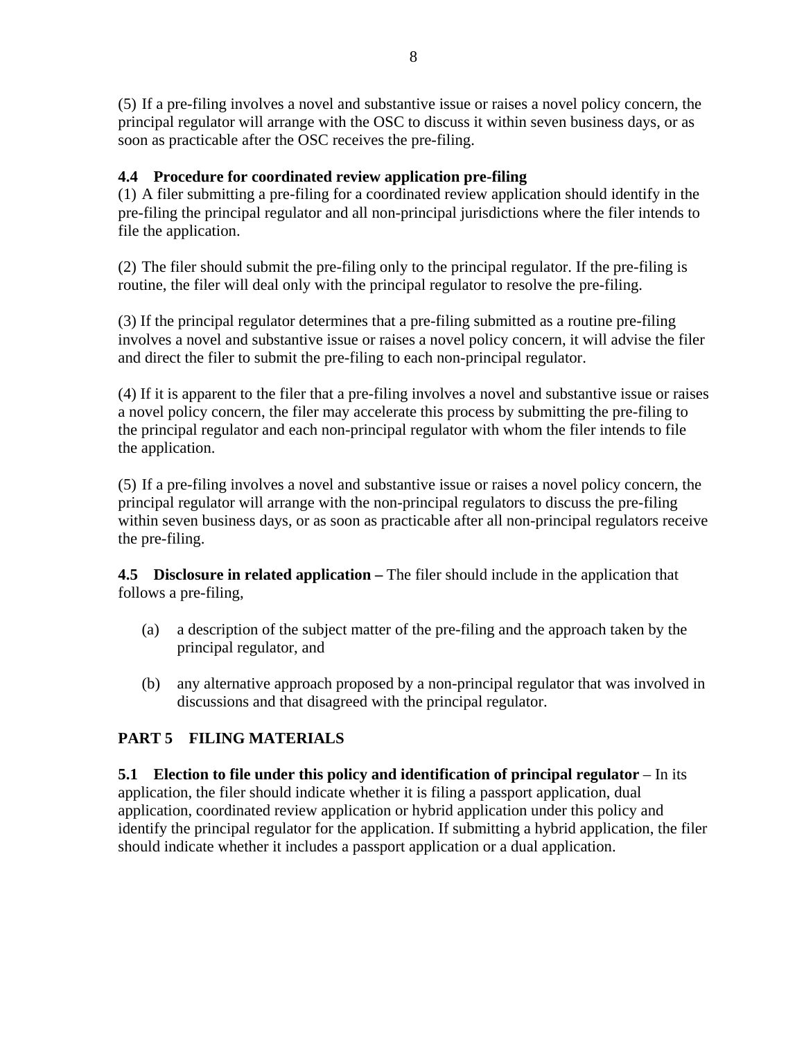(5) If a pre-filing involves a novel and substantive issue or raises a novel policy concern, the principal regulator will arrange with the OSC to discuss it within seven business days, or as soon as practicable after the OSC receives the pre-filing.

**4.4 Procedure for coordinated review application pre-filing**

(1) A filer submitting a pre-filing for a coordinated review application should identify in the pre-filing the principal regulator and all non-principal jurisdictions where the filer intends to file the application.

(2) The filer should submit the pre-filing only to the principal regulator. If the pre-filing is routine, the filer will deal only with the principal regulator to resolve the pre-filing.

(3) If the principal regulator determines that a pre-filing submitted as a routine pre-filing involves a novel and substantive issue or raises a novel policy concern, it will advise the filer and direct the filer to submit the pre-filing to each non-principal regulator.

(4) If it is apparent to the filer that a pre-filing involves a novel and substantive issue or raises a novel policy concern, the filer may accelerate this process by submitting the pre-filing to the principal regulator and each non-principal regulator with whom the filer intends to file the application.

(5) If a pre-filing involves a novel and substantive issue or raises a novel policy concern, the principal regulator will arrange with the non-principal regulators to discuss the pre-filing within seven business days, or as soon as practicable after all non-principal regulators receive the pre-filing.

**4.5 Disclosure in related application –** The filer should include in the application that follows a pre-filing,

(a) a description of the subject matter of the pre-filing and the approach taken by the principal regulator, and

(b) any alternative approach proposed by a non-principal regulator that was involved in discussions and that disagreed with the principal regulator.

## PART 5 FILING MATERIALS

**5.1 Election to file under this policy and identification of principal regulator** – In its application, the filer should indicate whether it is filing a passport application, dual application, coordinated review application or hybrid application under this policy and identify the principal regulator for the application. If submitting a hybrid application, the filer should indicate whether it includes a passport application or a dual application.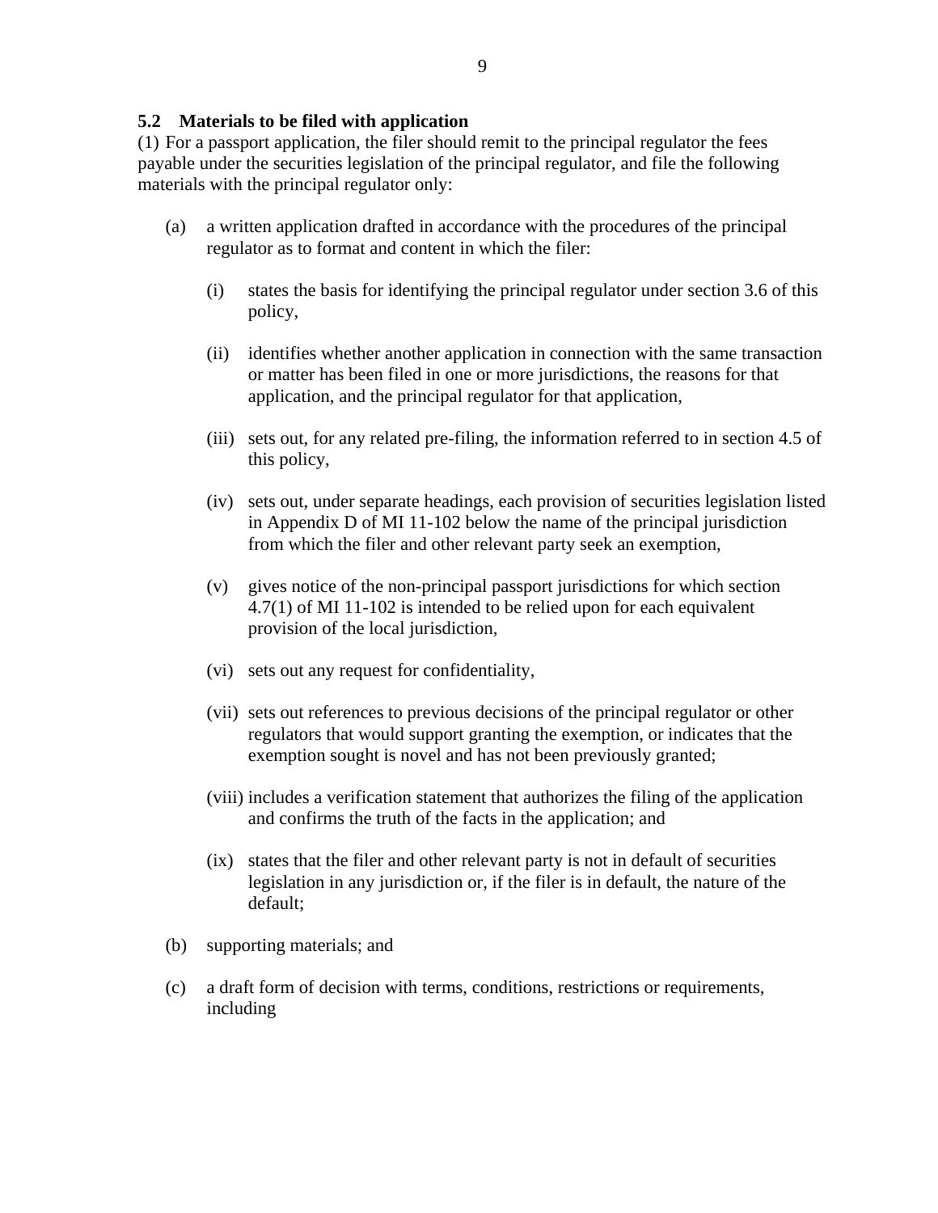### 5.2 Materials to be filed with application

(1) For a passport application, the filer should remit to the principal regulator the fees payable under the securities legislation of the principal regulator, and file the following materials with the principal regulator only:

(a) a written application drafted in accordance with the procedures of the principal regulator as to format and content in which the filer:

(i) states the basis for identifying the principal regulator under section 3.6 of this policy,

(ii) identifies whether another application in connection with the same transaction or matter has been filed in one or more jurisdictions, the reasons for that application, and the principal regulator for that application,

(iii) sets out, for any related pre-filing, the information referred to in section 4.5 of this policy,

(iv) sets out, under separate headings, each provision of securities legislation listed in Appendix D of MI 11-102 below the name of the principal jurisdiction from which the filer and other relevant party seek an exemption,

(v) gives notice of the non-principal passport jurisdictions for which section 4.7(1) of MI 11-102 is intended to be relied upon for each equivalent provision of the local jurisdiction,

(vi) sets out any request for confidentiality,

(vii) sets out references to previous decisions of the principal regulator or other regulators that would support granting the exemption, or indicates that the exemption sought is novel and has not been previously granted;

(viii) includes a verification statement that authorizes the filing of the application and confirms the truth of the facts in the application; and

(ix) states that the filer and other relevant party is not in default of securities legislation in any jurisdiction or, if the filer is in default, the nature of the default;

(b) supporting materials; and

(c) a draft form of decision with terms, conditions, restrictions or requirements, including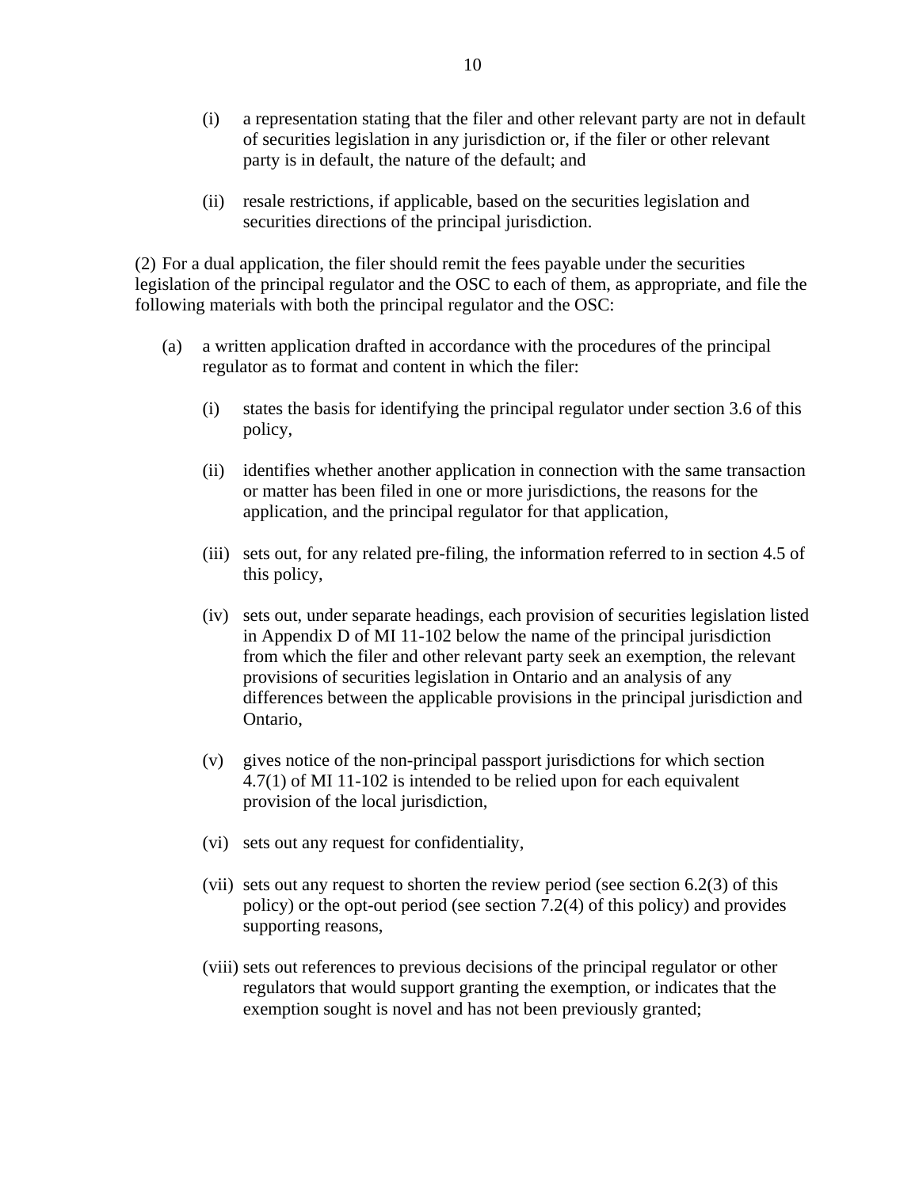(i) a representation stating that the filer and other relevant party are not in default of securities legislation in any jurisdiction or, if the filer or other relevant party is in default, the nature of the default; and

(ii) resale restrictions, if applicable, based on the securities legislation and securities directions of the principal jurisdiction.

(2) For a dual application, the filer should remit the fees payable under the securities legislation of the principal regulator and the OSC to each of them, as appropriate, and file the following materials with both the principal regulator and the OSC:

(a) a written application drafted in accordance with the procedures of the principal regulator as to format and content in which the filer:

(i) states the basis for identifying the principal regulator under section 3.6 of this policy,

(ii) identifies whether another application in connection with the same transaction or matter has been filed in one or more jurisdictions, the reasons for the application, and the principal regulator for that application,

(iii) sets out, for any related pre-filing, the information referred to in section 4.5 of this policy,

(iv) sets out, under separate headings, each provision of securities legislation listed in Appendix D of MI 11-102 below the name of the principal jurisdiction from which the filer and other relevant party seek an exemption, the relevant provisions of securities legislation in Ontario and an analysis of any differences between the applicable provisions in the principal jurisdiction and Ontario,

(v) gives notice of the non-principal passport jurisdictions for which section 4.7(1) of MI 11-102 is intended to be relied upon for each equivalent provision of the local jurisdiction,

(vi) sets out any request for confidentiality,

(vii) sets out any request to shorten the review period (see section 6.2(3) of this policy) or the opt-out period (see section 7.2(4) of this policy) and provides supporting reasons,

(viii) sets out references to previous decisions of the principal regulator or other regulators that would support granting the exemption, or indicates that the exemption sought is novel and has not been previously granted;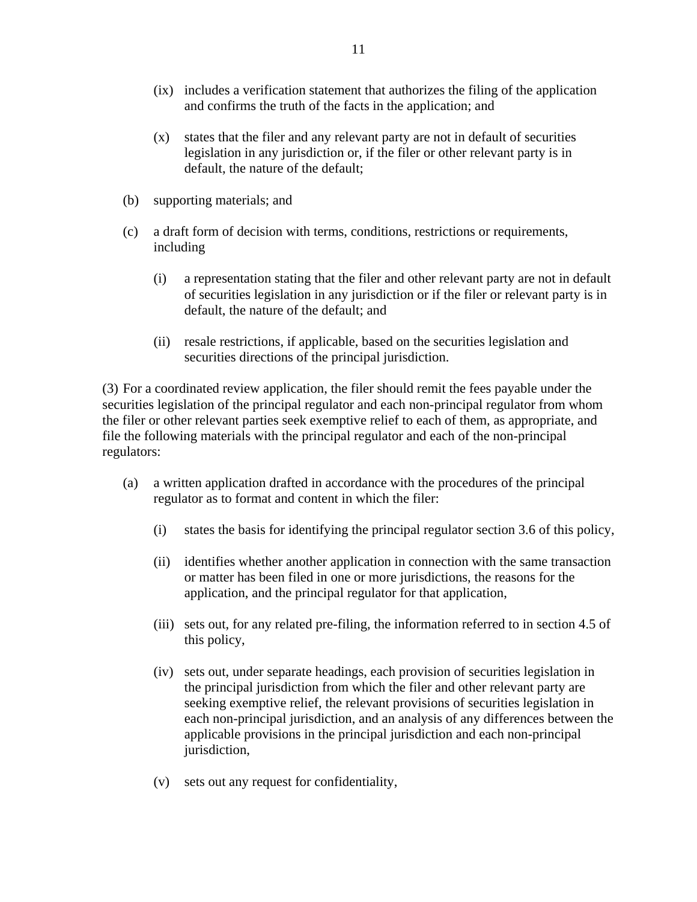(ix) includes a verification statement that authorizes the filing of the application and confirms the truth of the facts in the application; and

(x) states that the filer and any relevant party are not in default of securities legislation in any jurisdiction or, if the filer or other relevant party is in default, the nature of the default;

(b) supporting materials; and

(c) a draft form of decision with terms, conditions, restrictions or requirements, including

(i) a representation stating that the filer and other relevant party are not in default of securities legislation in any jurisdiction or if the filer or relevant party is in default, the nature of the default; and

(ii) resale restrictions, if applicable, based on the securities legislation and securities directions of the principal jurisdiction.

(3) For a coordinated review application, the filer should remit the fees payable under the securities legislation of the principal regulator and each non-principal regulator from whom the filer or other relevant parties seek exemptive relief to each of them, as appropriate, and file the following materials with the principal regulator and each of the non-principal regulators:

(a) a written application drafted in accordance with the procedures of the principal regulator as to format and content in which the filer:

(i) states the basis for identifying the principal regulator section 3.6 of this policy,

(ii) identifies whether another application in connection with the same transaction or matter has been filed in one or more jurisdictions, the reasons for the application, and the principal regulator for that application,

(iii) sets out, for any related pre-filing, the information referred to in section 4.5 of this policy,

(iv) sets out, under separate headings, each provision of securities legislation in the principal jurisdiction from which the filer and other relevant party are seeking exemptive relief, the relevant provisions of securities legislation in each non-principal jurisdiction, and an analysis of any differences between the applicable provisions in the principal jurisdiction and each non-principal jurisdiction,

(v) sets out any request for confidentiality,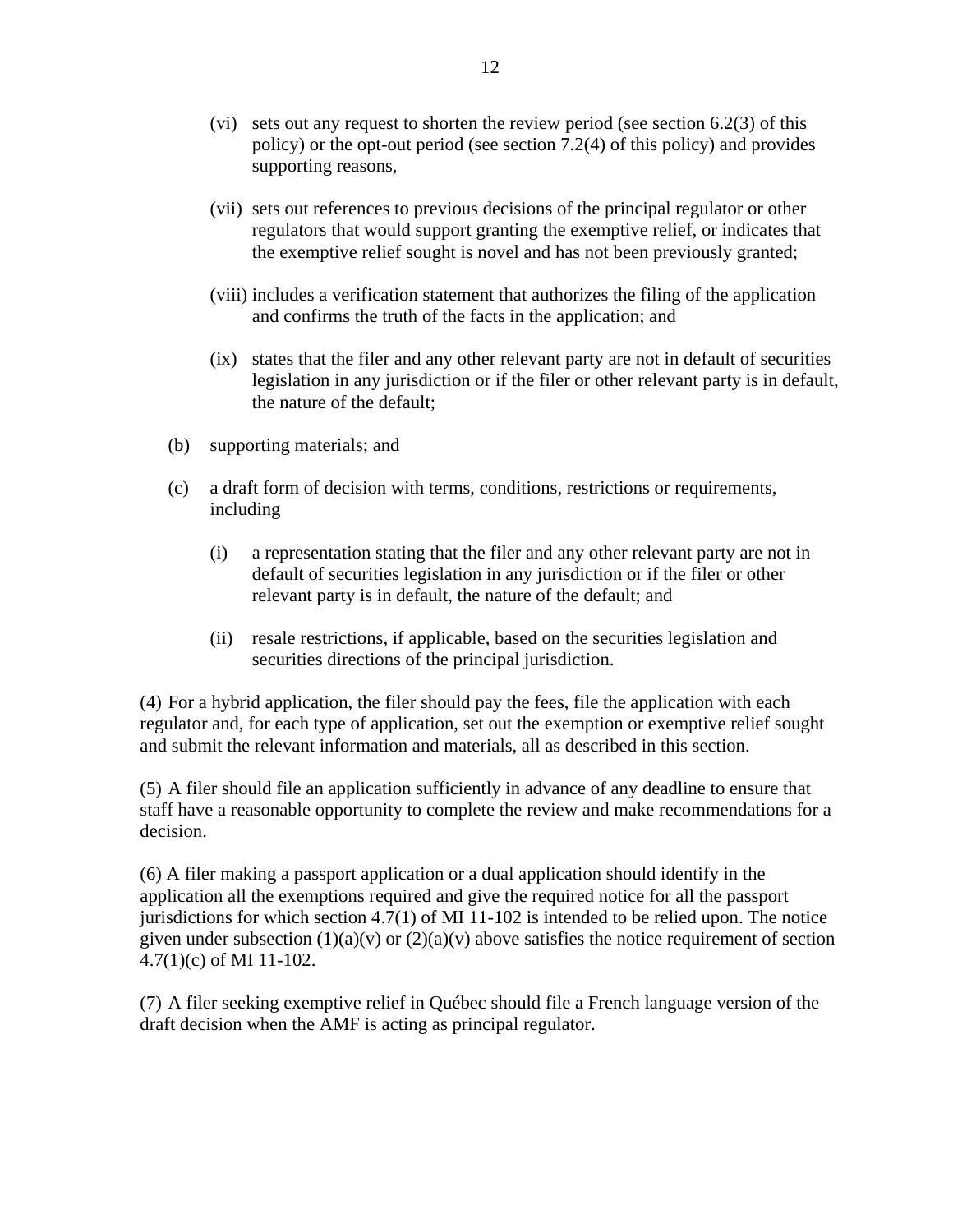(vi) sets out any request to shorten the review period (see section 6.2(3) of this policy) or the opt-out period (see section 7.2(4) of this policy) and provides supporting reasons,

(vii) sets out references to previous decisions of the principal regulator or other regulators that would support granting the exemptive relief, or indicates that the exemptive relief sought is novel and has not been previously granted;

(viii) includes a verification statement that authorizes the filing of the application and confirms the truth of the facts in the application; and

(ix) states that the filer and any other relevant party are not in default of securities legislation in any jurisdiction or if the filer or other relevant party is in default, the nature of the default;

(b) supporting materials; and

(c) a draft form of decision with terms, conditions, restrictions or requirements, including

(i) a representation stating that the filer and any other relevant party are not in default of securities legislation in any jurisdiction or if the filer or other relevant party is in default, the nature of the default; and

(ii) resale restrictions, if applicable, based on the securities legislation and securities directions of the principal jurisdiction.

(4) For a hybrid application, the filer should pay the fees, file the application with each regulator and, for each type of application, set out the exemption or exemptive relief sought and submit the relevant information and materials, all as described in this section.

(5) A filer should file an application sufficiently in advance of any deadline to ensure that staff have a reasonable opportunity to complete the review and make recommendations for a decision.

(6) A filer making a passport application or a dual application should identify in the application all the exemptions required and give the required notice for all the passport jurisdictions for which section 4.7(1) of MI 11-102 is intended to be relied upon. The notice given under subsection (1)(a)(v) or (2)(a)(v) above satisfies the notice requirement of section 4.7(1)(c) of MI 11-102.

(7) A filer seeking exemptive relief in Québec should file a French language version of the draft decision when the AMF is acting as principal regulator.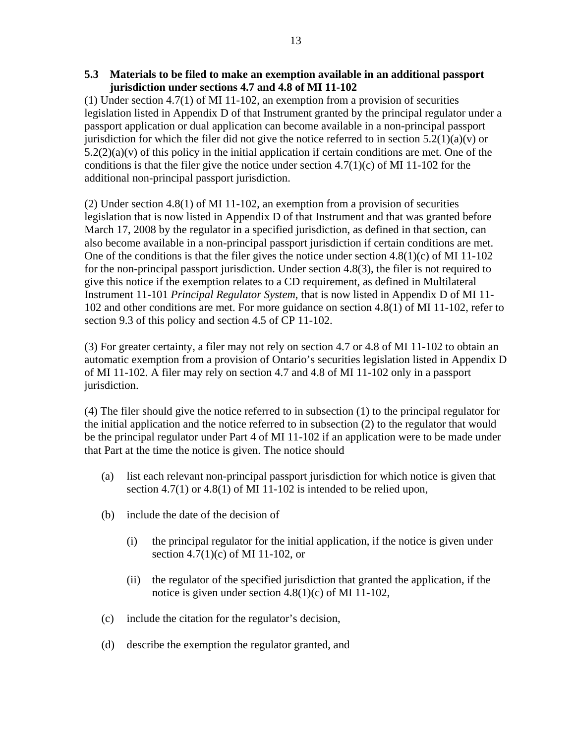### 5.3 Materials to be filed to make an exemption available in an additional passport jurisdiction under sections 4.7 and 4.8 of MI 11-102

(1) Under section 4.7(1) of MI 11-102, an exemption from a provision of securities legislation listed in Appendix D of that Instrument granted by the principal regulator under a passport application or dual application can become available in a non-principal passport jurisdiction for which the filer did not give the notice referred to in section 5.2(1)(a)(v) or 5.2(2)(a)(v) of this policy in the initial application if certain conditions are met. One of the conditions is that the filer give the notice under section 4.7(1)(c) of MI 11-102 for the additional non-principal passport jurisdiction.

(2) Under section 4.8(1) of MI 11-102, an exemption from a provision of securities legislation that is now listed in Appendix D of that Instrument and that was granted before March 17, 2008 by the regulator in a specified jurisdiction, as defined in that section, can also become available in a non-principal passport jurisdiction if certain conditions are met. One of the conditions is that the filer gives the notice under section 4.8(1)(c) of MI 11-102 for the non-principal passport jurisdiction. Under section 4.8(3), the filer is not required to give this notice if the exemption relates to a CD requirement, as defined in Multilateral Instrument 11-101 *Principal Regulator System*, that is now listed in Appendix D of MI 11-102 and other conditions are met. For more guidance on section 4.8(1) of MI 11-102, refer to section 9.3 of this policy and section 4.5 of CP 11-102.

(3) For greater certainty, a filer may not rely on section 4.7 or 4.8 of MI 11-102 to obtain an automatic exemption from a provision of Ontario's securities legislation listed in Appendix D of MI 11-102. A filer may rely on section 4.7 and 4.8 of MI 11-102 only in a passport jurisdiction.

(4) The filer should give the notice referred to in subsection (1) to the principal regulator for the initial application and the notice referred to in subsection (2) to the regulator that would be the principal regulator under Part 4 of MI 11-102 if an application were to be made under that Part at the time the notice is given. The notice should

(a) list each relevant non-principal passport jurisdiction for which notice is given that section 4.7(1) or 4.8(1) of MI 11-102 is intended to be relied upon,

(b) include the date of the decision of

(i) the principal regulator for the initial application, if the notice is given under section 4.7(1)(c) of MI 11-102, or

(ii) the regulator of the specified jurisdiction that granted the application, if the notice is given under section 4.8(1)(c) of MI 11-102,

(c) include the citation for the regulator's decision,

(d) describe the exemption the regulator granted, and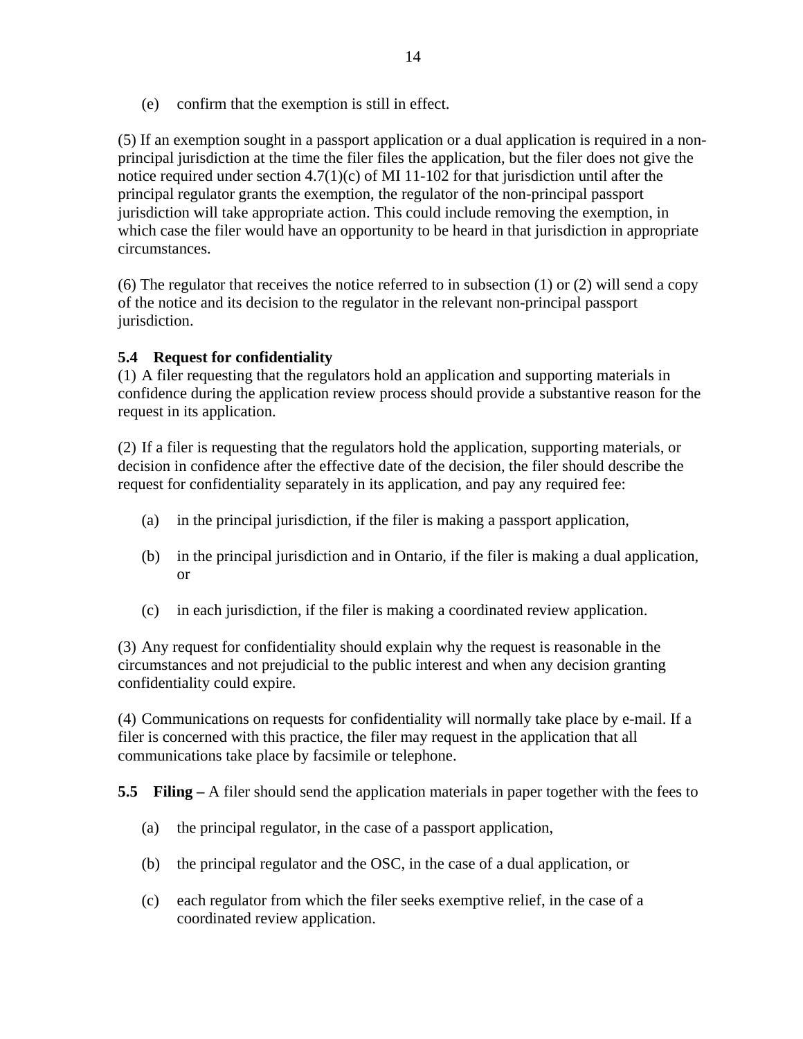(e) confirm that the exemption is still in effect.

(5) If an exemption sought in a passport application or a dual application is required in a non-principal jurisdiction at the time the filer files the application, but the filer does not give the notice required under section 4.7(1)(c) of MI 11-102 for that jurisdiction until after the principal regulator grants the exemption, the regulator of the non-principal passport jurisdiction will take appropriate action. This could include removing the exemption, in which case the filer would have an opportunity to be heard in that jurisdiction in appropriate circumstances.

(6) The regulator that receives the notice referred to in subsection (1) or (2) will send a copy of the notice and its decision to the regulator in the relevant non-principal passport jurisdiction.

**5.4 Request for confidentiality**

(1) A filer requesting that the regulators hold an application and supporting materials in confidence during the application review process should provide a substantive reason for the request in its application.

(2) If a filer is requesting that the regulators hold the application, supporting materials, or decision in confidence after the effective date of the decision, the filer should describe the request for confidentiality separately in its application, and pay any required fee:

(a) in the principal jurisdiction, if the filer is making a passport application,

(b) in the principal jurisdiction and in Ontario, if the filer is making a dual application, or

(c) in each jurisdiction, if the filer is making a coordinated review application.

(3) Any request for confidentiality should explain why the request is reasonable in the circumstances and not prejudicial to the public interest and when any decision granting confidentiality could expire.

(4) Communications on requests for confidentiality will normally take place by e-mail. If a filer is concerned with this practice, the filer may request in the application that all communications take place by facsimile or telephone.

**5.5 Filing –** A filer should send the application materials in paper together with the fees to

(a) the principal regulator, in the case of a passport application,

(b) the principal regulator and the OSC, in the case of a dual application, or

(c) each regulator from which the filer seeks exemptive relief, in the case of a coordinated review application.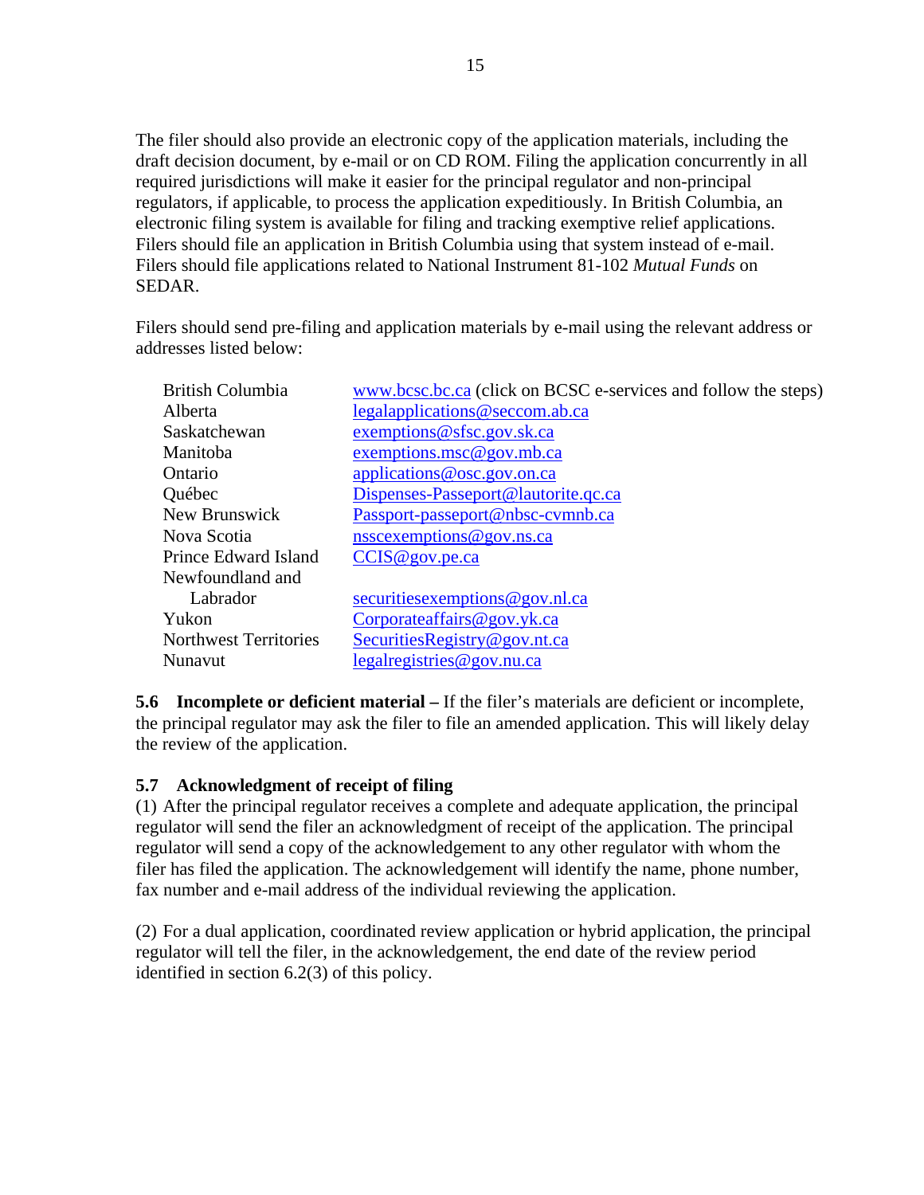The filer should also provide an electronic copy of the application materials, including the draft decision document, by e-mail or on CD ROM. Filing the application concurrently in all required jurisdictions will make it easier for the principal regulator and non-principal regulators, if applicable, to process the application expeditiously. In British Columbia, an electronic filing system is available for filing and tracking exemptive relief applications. Filers should file an application in British Columbia using that system instead of e-mail. Filers should file applications related to National Instrument 81-102 *Mutual Funds* on SEDAR.

Filers should send pre-filing and application materials by e-mail using the relevant address or addresses listed below:

| | |
|---|---|
| British Columbia | www.bcsc.bc.ca (click on BCSC e-services and follow the steps) |
| Alberta | legalapplications@seccom.ab.ca |
| Saskatchewan | exemptions@sfsc.gov.sk.ca |
| Manitoba | exemptions.msc@gov.mb.ca |
| Ontario | applications@osc.gov.on.ca |
| Québec | Dispenses-Passeport@lautorite.qc.ca |
| New Brunswick | Passport-passeport@nbsc-cvmnb.ca |
| Nova Scotia | nsscexemptions@gov.ns.ca |
| Prince Edward Island | CCIS@gov.pe.ca |
| Newfoundland and Labrador | securitiesexemptions@gov.nl.ca |
| Yukon | Corporateaffairs@gov.yk.ca |
| Northwest Territories | SecuritiesRegistry@gov.nt.ca |
| Nunavut | legalregistries@gov.nu.ca |

**5.6 Incomplete or deficient material –** If the filer's materials are deficient or incomplete, the principal regulator may ask the filer to file an amended application. This will likely delay the review of the application.

**5.7 Acknowledgment of receipt of filing**

(1) After the principal regulator receives a complete and adequate application, the principal regulator will send the filer an acknowledgment of receipt of the application. The principal regulator will send a copy of the acknowledgement to any other regulator with whom the filer has filed the application. The acknowledgement will identify the name, phone number, fax number and e-mail address of the individual reviewing the application.

(2) For a dual application, coordinated review application or hybrid application, the principal regulator will tell the filer, in the acknowledgement, the end date of the review period identified in section 6.2(3) of this policy.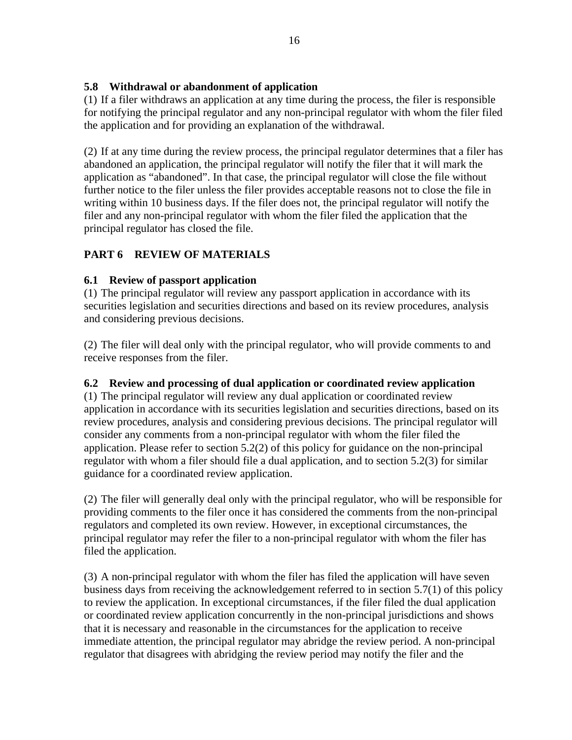### 5.8 Withdrawal or abandonment of application

(1) If a filer withdraws an application at any time during the process, the filer is responsible for notifying the principal regulator and any non-principal regulator with whom the filer filed the application and for providing an explanation of the withdrawal.

(2) If at any time during the review process, the principal regulator determines that a filer has abandoned an application, the principal regulator will notify the filer that it will mark the application as "abandoned". In that case, the principal regulator will close the file without further notice to the filer unless the filer provides acceptable reasons not to close the file in writing within 10 business days. If the filer does not, the principal regulator will notify the filer and any non-principal regulator with whom the filer filed the application that the principal regulator has closed the file.

## PART 6 REVIEW OF MATERIALS

### 6.1 Review of passport application

(1) The principal regulator will review any passport application in accordance with its securities legislation and securities directions and based on its review procedures, analysis and considering previous decisions.

(2) The filer will deal only with the principal regulator, who will provide comments to and receive responses from the filer.

### 6.2 Review and processing of dual application or coordinated review application

(1) The principal regulator will review any dual application or coordinated review application in accordance with its securities legislation and securities directions, based on its review procedures, analysis and considering previous decisions. The principal regulator will consider any comments from a non-principal regulator with whom the filer filed the application. Please refer to section 5.2(2) of this policy for guidance on the non-principal regulator with whom a filer should file a dual application, and to section 5.2(3) for similar guidance for a coordinated review application.

(2) The filer will generally deal only with the principal regulator, who will be responsible for providing comments to the filer once it has considered the comments from the non-principal regulators and completed its own review. However, in exceptional circumstances, the principal regulator may refer the filer to a non-principal regulator with whom the filer has filed the application.

(3) A non-principal regulator with whom the filer has filed the application will have seven business days from receiving the acknowledgement referred to in section 5.7(1) of this policy to review the application. In exceptional circumstances, if the filer filed the dual application or coordinated review application concurrently in the non-principal jurisdictions and shows that it is necessary and reasonable in the circumstances for the application to receive immediate attention, the principal regulator may abridge the review period. A non-principal regulator that disagrees with abridging the review period may notify the filer and the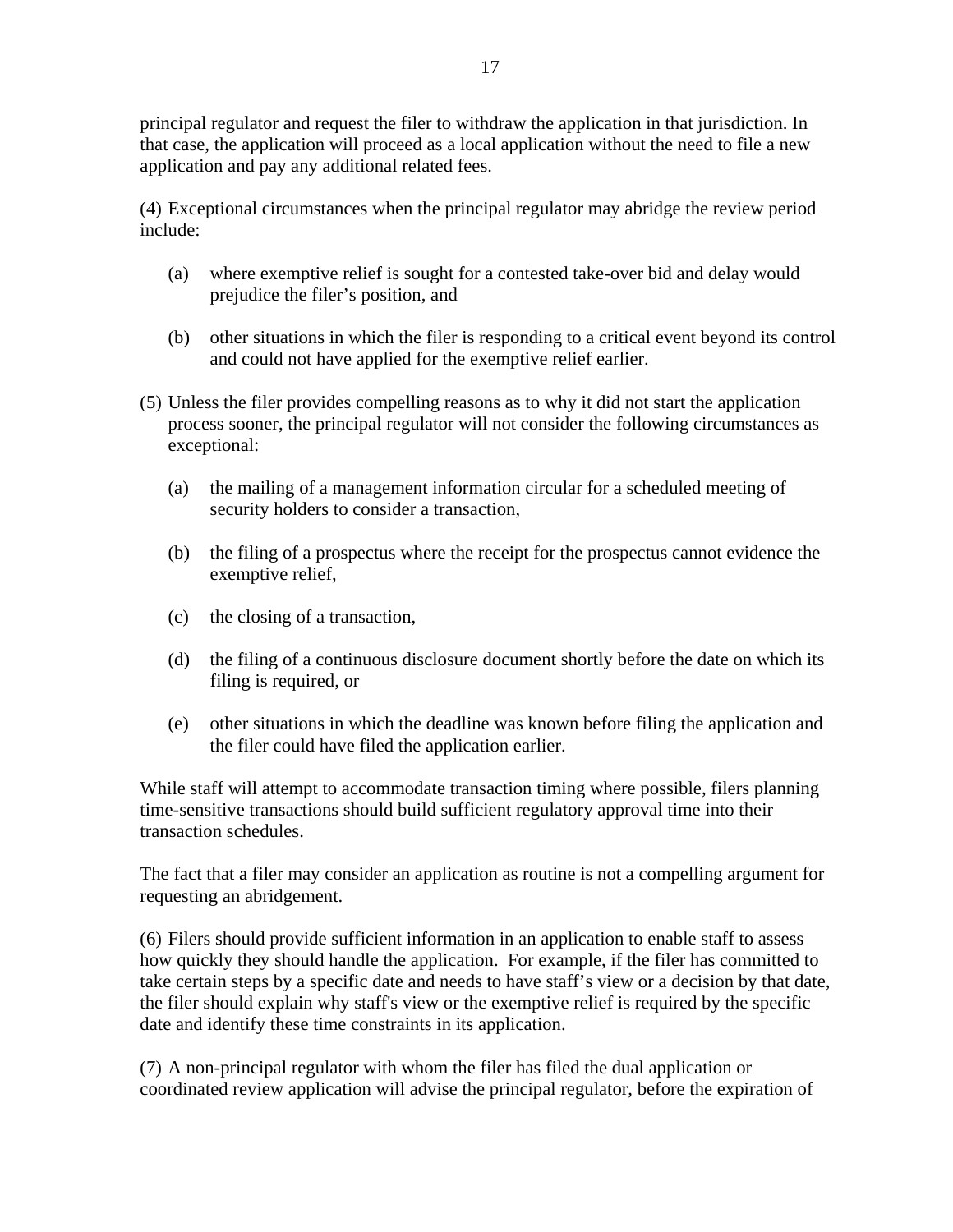principal regulator and request the filer to withdraw the application in that jurisdiction. In that case, the application will proceed as a local application without the need to file a new application and pay any additional related fees.

(4) Exceptional circumstances when the principal regulator may abridge the review period include:

(a) where exemptive relief is sought for a contested take-over bid and delay would prejudice the filer's position, and

(b) other situations in which the filer is responding to a critical event beyond its control and could not have applied for the exemptive relief earlier.

(5) Unless the filer provides compelling reasons as to why it did not start the application process sooner, the principal regulator will not consider the following circumstances as exceptional:

(a) the mailing of a management information circular for a scheduled meeting of security holders to consider a transaction,

(b) the filing of a prospectus where the receipt for the prospectus cannot evidence the exemptive relief,

(c) the closing of a transaction,

(d) the filing of a continuous disclosure document shortly before the date on which its filing is required, or

(e) other situations in which the deadline was known before filing the application and the filer could have filed the application earlier.

While staff will attempt to accommodate transaction timing where possible, filers planning time-sensitive transactions should build sufficient regulatory approval time into their transaction schedules.

The fact that a filer may consider an application as routine is not a compelling argument for requesting an abridgement.

(6) Filers should provide sufficient information in an application to enable staff to assess how quickly they should handle the application. For example, if the filer has committed to take certain steps by a specific date and needs to have staff's view or a decision by that date, the filer should explain why staff's view or the exemptive relief is required by the specific date and identify these time constraints in its application.

(7) A non-principal regulator with whom the filer has filed the dual application or coordinated review application will advise the principal regulator, before the expiration of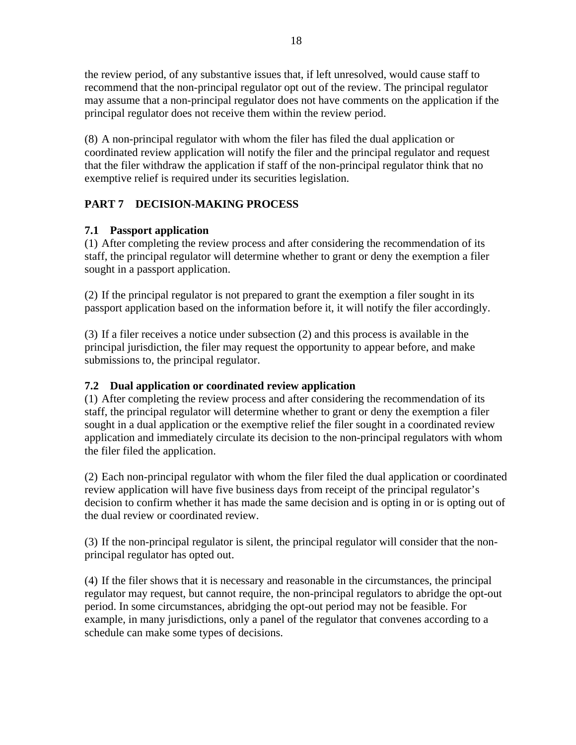the review period, of any substantive issues that, if left unresolved, would cause staff to recommend that the non-principal regulator opt out of the review. The principal regulator may assume that a non-principal regulator does not have comments on the application if the principal regulator does not receive them within the review period.

(8) A non-principal regulator with whom the filer has filed the dual application or coordinated review application will notify the filer and the principal regulator and request that the filer withdraw the application if staff of the non-principal regulator think that no exemptive relief is required under its securities legislation.

## PART 7 DECISION-MAKING PROCESS

### 7.1 Passport application

(1) After completing the review process and after considering the recommendation of its staff, the principal regulator will determine whether to grant or deny the exemption a filer sought in a passport application.

(2) If the principal regulator is not prepared to grant the exemption a filer sought in its passport application based on the information before it, it will notify the filer accordingly.

(3) If a filer receives a notice under subsection (2) and this process is available in the principal jurisdiction, the filer may request the opportunity to appear before, and make submissions to, the principal regulator.

### 7.2 Dual application or coordinated review application

(1) After completing the review process and after considering the recommendation of its staff, the principal regulator will determine whether to grant or deny the exemption a filer sought in a dual application or the exemptive relief the filer sought in a coordinated review application and immediately circulate its decision to the non-principal regulators with whom the filer filed the application.

(2) Each non-principal regulator with whom the filer filed the dual application or coordinated review application will have five business days from receipt of the principal regulator's decision to confirm whether it has made the same decision and is opting in or is opting out of the dual review or coordinated review.

(3) If the non-principal regulator is silent, the principal regulator will consider that the non-principal regulator has opted out.

(4) If the filer shows that it is necessary and reasonable in the circumstances, the principal regulator may request, but cannot require, the non-principal regulators to abridge the opt-out period. In some circumstances, abridging the opt-out period may not be feasible. For example, in many jurisdictions, only a panel of the regulator that convenes according to a schedule can make some types of decisions.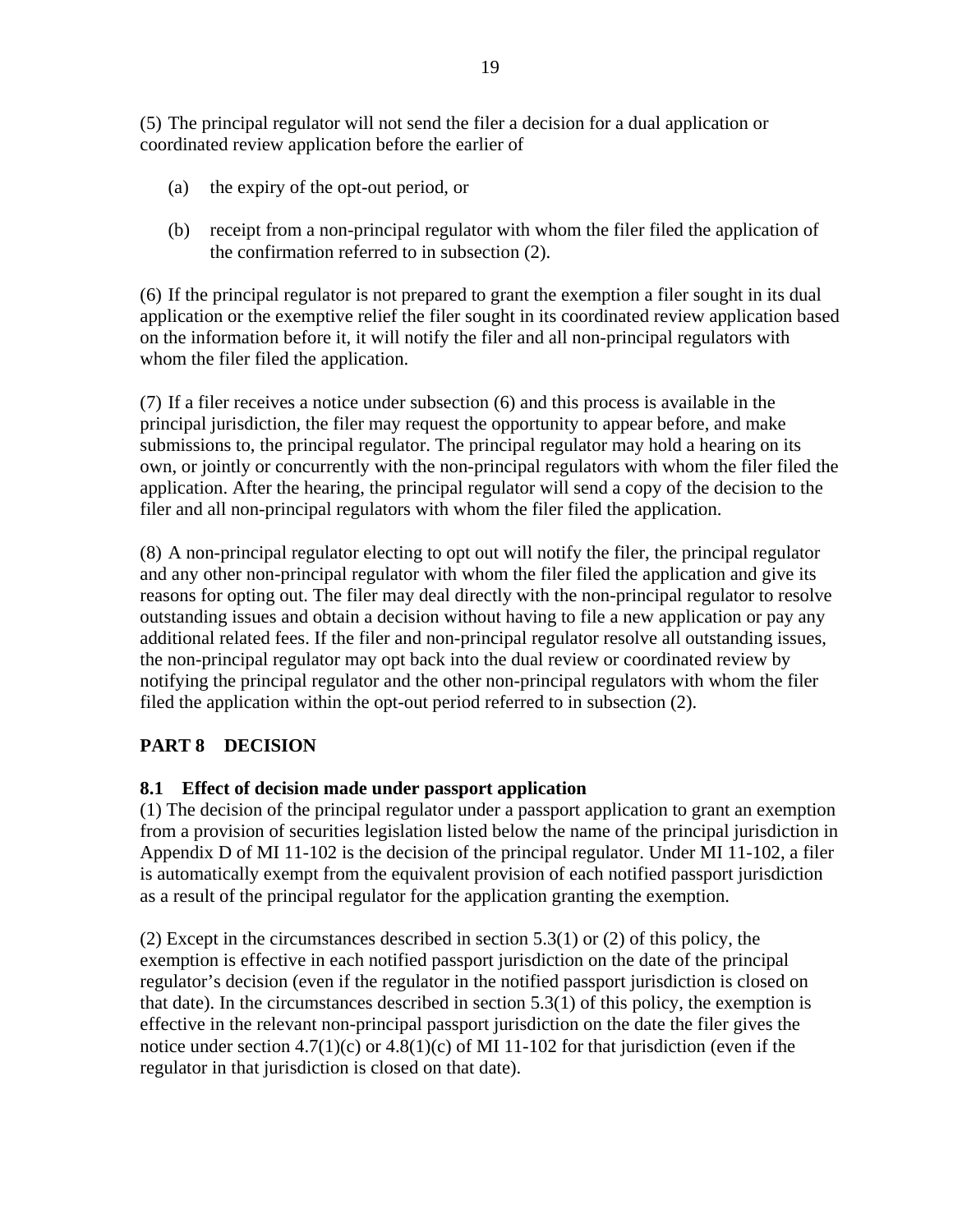(5) The principal regulator will not send the filer a decision for a dual application or coordinated review application before the earlier of

(a) the expiry of the opt-out period, or

(b) receipt from a non-principal regulator with whom the filer filed the application of the confirmation referred to in subsection (2).

(6) If the principal regulator is not prepared to grant the exemption a filer sought in its dual application or the exemptive relief the filer sought in its coordinated review application based on the information before it, it will notify the filer and all non-principal regulators with whom the filer filed the application.

(7) If a filer receives a notice under subsection (6) and this process is available in the principal jurisdiction, the filer may request the opportunity to appear before, and make submissions to, the principal regulator. The principal regulator may hold a hearing on its own, or jointly or concurrently with the non-principal regulators with whom the filer filed the application. After the hearing, the principal regulator will send a copy of the decision to the filer and all non-principal regulators with whom the filer filed the application.

(8) A non-principal regulator electing to opt out will notify the filer, the principal regulator and any other non-principal regulator with whom the filer filed the application and give its reasons for opting out. The filer may deal directly with the non-principal regulator to resolve outstanding issues and obtain a decision without having to file a new application or pay any additional related fees. If the filer and non-principal regulator resolve all outstanding issues, the non-principal regulator may opt back into the dual review or coordinated review by notifying the principal regulator and the other non-principal regulators with whom the filer filed the application within the opt-out period referred to in subsection (2).

## PART 8 DECISION

### 8.1 Effect of decision made under passport application

(1) The decision of the principal regulator under a passport application to grant an exemption from a provision of securities legislation listed below the name of the principal jurisdiction in Appendix D of MI 11-102 is the decision of the principal regulator. Under MI 11-102, a filer is automatically exempt from the equivalent provision of each notified passport jurisdiction as a result of the principal regulator for the application granting the exemption.

(2) Except in the circumstances described in section 5.3(1) or (2) of this policy, the exemption is effective in each notified passport jurisdiction on the date of the principal regulator's decision (even if the regulator in the notified passport jurisdiction is closed on that date). In the circumstances described in section 5.3(1) of this policy, the exemption is effective in the relevant non-principal passport jurisdiction on the date the filer gives the notice under section 4.7(1)(c) or 4.8(1)(c) of MI 11-102 for that jurisdiction (even if the regulator in that jurisdiction is closed on that date).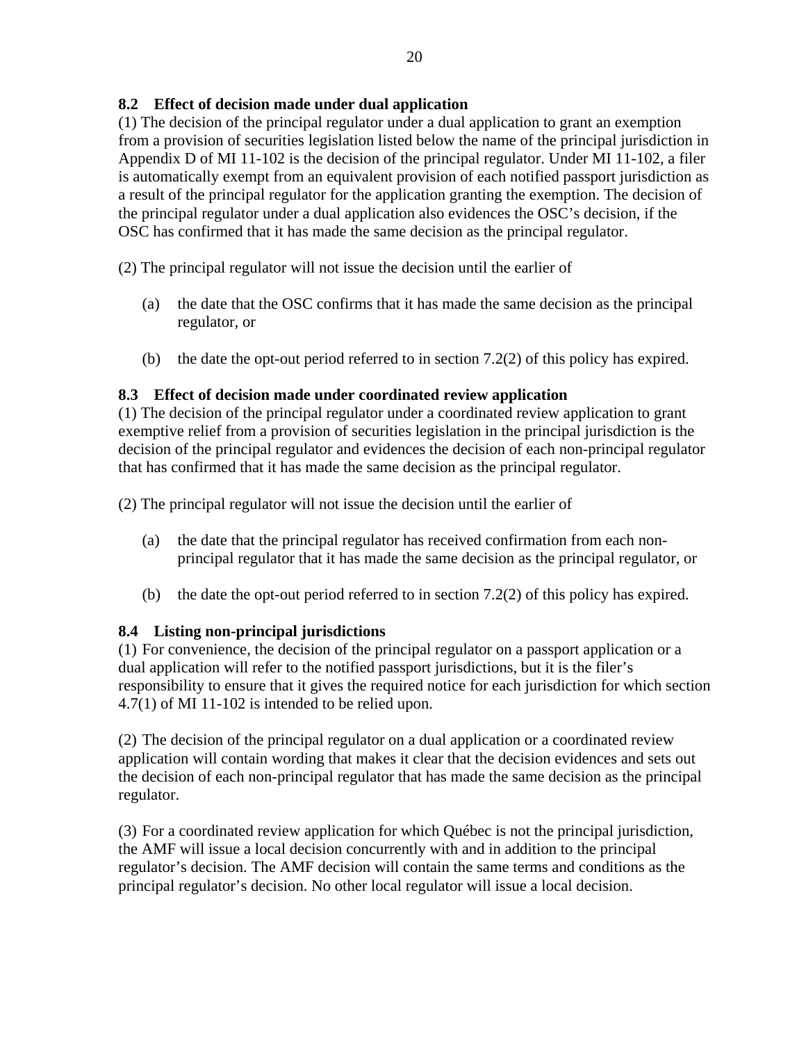### 8.2 Effect of decision made under dual application

(1) The decision of the principal regulator under a dual application to grant an exemption from a provision of securities legislation listed below the name of the principal jurisdiction in Appendix D of MI 11-102 is the decision of the principal regulator. Under MI 11-102, a filer is automatically exempt from an equivalent provision of each notified passport jurisdiction as a result of the principal regulator for the application granting the exemption. The decision of the principal regulator under a dual application also evidences the OSC's decision, if the OSC has confirmed that it has made the same decision as the principal regulator.

(2) The principal regulator will not issue the decision until the earlier of

(a) the date that the OSC confirms that it has made the same decision as the principal regulator, or

(b) the date the opt-out period referred to in section 7.2(2) of this policy has expired.

### 8.3 Effect of decision made under coordinated review application

(1) The decision of the principal regulator under a coordinated review application to grant exemptive relief from a provision of securities legislation in the principal jurisdiction is the decision of the principal regulator and evidences the decision of each non-principal regulator that has confirmed that it has made the same decision as the principal regulator.

(2) The principal regulator will not issue the decision until the earlier of

(a) the date that the principal regulator has received confirmation from each non-principal regulator that it has made the same decision as the principal regulator, or

(b) the date the opt-out period referred to in section 7.2(2) of this policy has expired.

### 8.4 Listing non-principal jurisdictions

(1) For convenience, the decision of the principal regulator on a passport application or a dual application will refer to the notified passport jurisdictions, but it is the filer's responsibility to ensure that it gives the required notice for each jurisdiction for which section 4.7(1) of MI 11-102 is intended to be relied upon.

(2) The decision of the principal regulator on a dual application or a coordinated review application will contain wording that makes it clear that the decision evidences and sets out the decision of each non-principal regulator that has made the same decision as the principal regulator.

(3) For a coordinated review application for which Québec is not the principal jurisdiction, the AMF will issue a local decision concurrently with and in addition to the principal regulator's decision. The AMF decision will contain the same terms and conditions as the principal regulator's decision. No other local regulator will issue a local decision.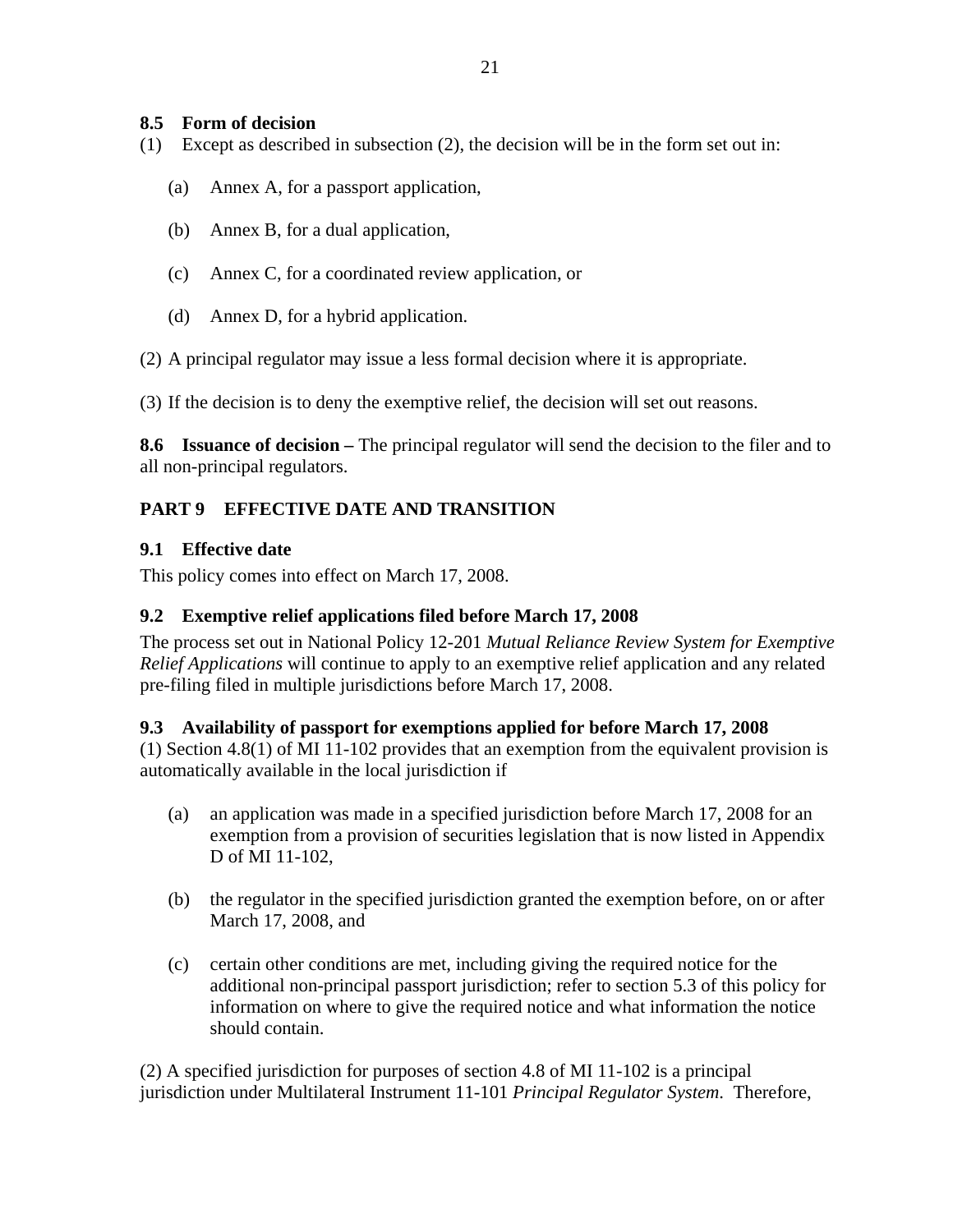### 8.5 Form of decision

(1) Except as described in subsection (2), the decision will be in the form set out in:

(a) Annex A, for a passport application,

(b) Annex B, for a dual application,

(c) Annex C, for a coordinated review application, or

(d) Annex D, for a hybrid application.

(2) A principal regulator may issue a less formal decision where it is appropriate.

(3) If the decision is to deny the exemptive relief, the decision will set out reasons.

**8.6 Issuance of decision –** The principal regulator will send the decision to the filer and to all non-principal regulators.

## PART 9 EFFECTIVE DATE AND TRANSITION

### 9.1 Effective date

This policy comes into effect on March 17, 2008.

### 9.2 Exemptive relief applications filed before March 17, 2008

The process set out in National Policy 12-201 *Mutual Reliance Review System for Exemptive Relief Applications* will continue to apply to an exemptive relief application and any related pre-filing filed in multiple jurisdictions before March 17, 2008.

### 9.3 Availability of passport for exemptions applied for before March 17, 2008

(1) Section 4.8(1) of MI 11-102 provides that an exemption from the equivalent provision is automatically available in the local jurisdiction if

(a) an application was made in a specified jurisdiction before March 17, 2008 for an exemption from a provision of securities legislation that is now listed in Appendix D of MI 11-102,

(b) the regulator in the specified jurisdiction granted the exemption before, on or after March 17, 2008, and

(c) certain other conditions are met, including giving the required notice for the additional non-principal passport jurisdiction; refer to section 5.3 of this policy for information on where to give the required notice and what information the notice should contain.

(2) A specified jurisdiction for purposes of section 4.8 of MI 11-102 is a principal jurisdiction under Multilateral Instrument 11-101 *Principal Regulator System*. Therefore,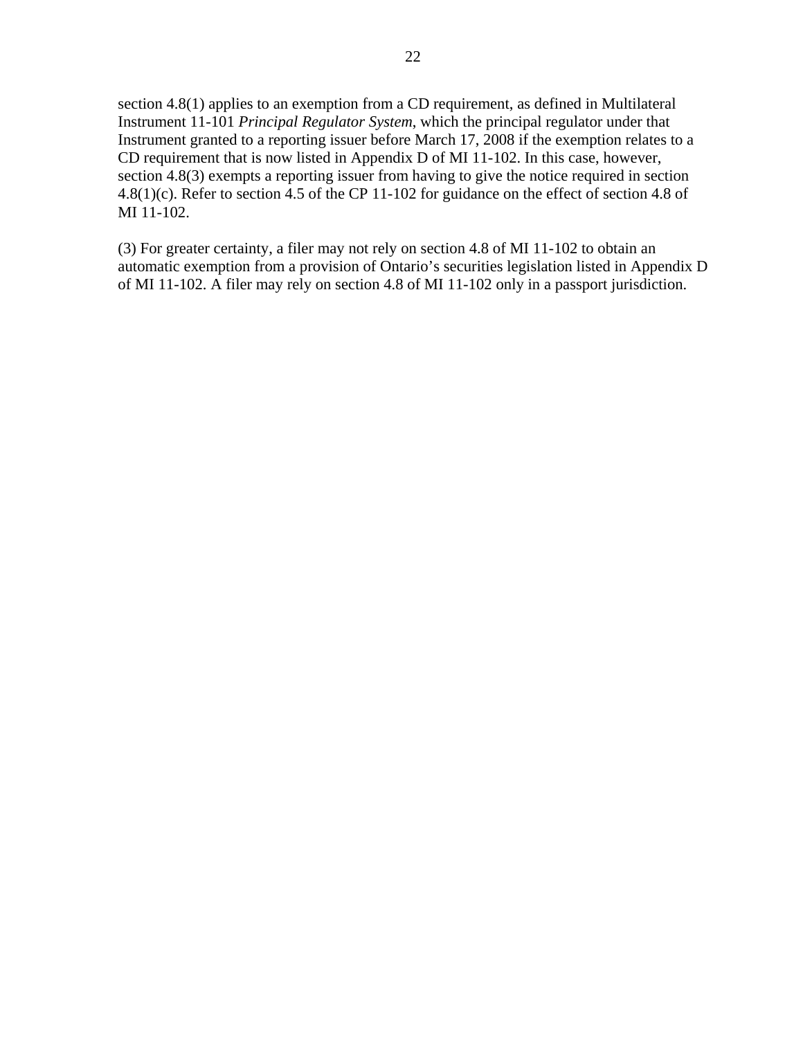section 4.8(1) applies to an exemption from a CD requirement, as defined in Multilateral Instrument 11-101 *Principal Regulator System*, which the principal regulator under that Instrument granted to a reporting issuer before March 17, 2008 if the exemption relates to a CD requirement that is now listed in Appendix D of MI 11-102. In this case, however, section 4.8(3) exempts a reporting issuer from having to give the notice required in section 4.8(1)(c). Refer to section 4.5 of the CP 11-102 for guidance on the effect of section 4.8 of MI 11-102.

(3) For greater certainty, a filer may not rely on section 4.8 of MI 11-102 to obtain an automatic exemption from a provision of Ontario's securities legislation listed in Appendix D of MI 11-102. A filer may rely on section 4.8 of MI 11-102 only in a passport jurisdiction.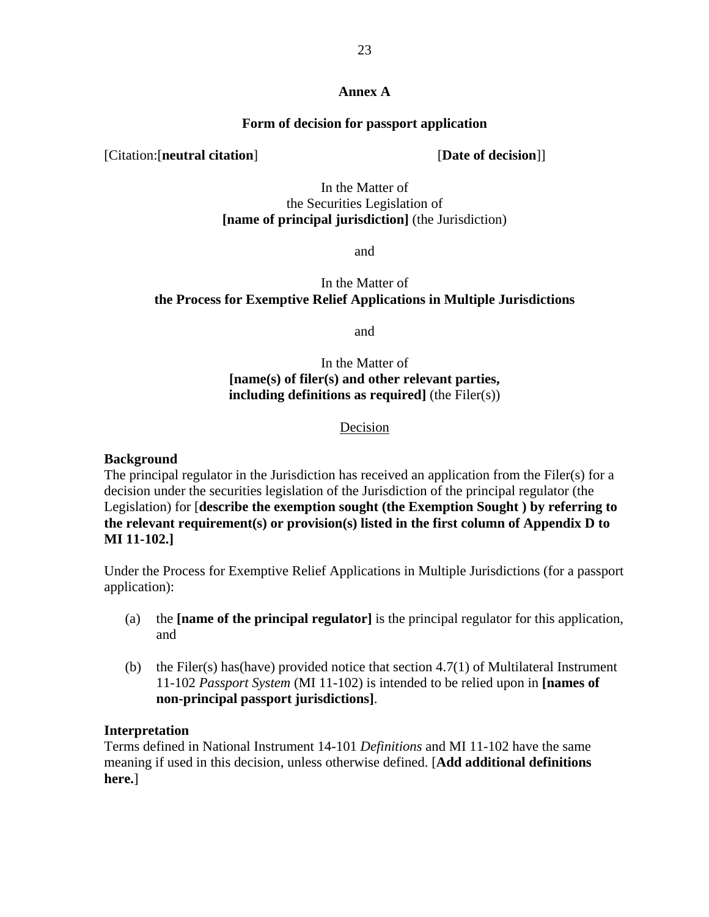**Annex A**

**Form of decision for passport application**

[Citation:[**neutral citation**] [**Date of decision**]]

In the Matter of
the Securities Legislation of
**[name of principal jurisdiction]** (the Jurisdiction)

and

In the Matter of
**the Process for Exemptive Relief Applications in Multiple Jurisdictions**

and

In the Matter of
**[name(s) of filer(s) and other relevant parties, including definitions as required]** (the Filer(s))

Decision

**Background**
The principal regulator in the Jurisdiction has received an application from the Filer(s) for a decision under the securities legislation of the Jurisdiction of the principal regulator (the Legislation) for [**describe the exemption sought (the Exemption Sought ) by referring to the relevant requirement(s) or provision(s) listed in the first column of Appendix D to MI 11-102.]**

Under the Process for Exemptive Relief Applications in Multiple Jurisdictions (for a passport application):

(a) the **[name of the principal regulator]** is the principal regulator for this application, and

(b) the Filer(s) has(have) provided notice that section 4.7(1) of Multilateral Instrument 11-102 *Passport System* (MI 11-102) is intended to be relied upon in **[names of non-principal passport jurisdictions]**.

**Interpretation**
Terms defined in National Instrument 14-101 *Definitions* and MI 11-102 have the same meaning if used in this decision, unless otherwise defined. [**Add additional definitions here.**]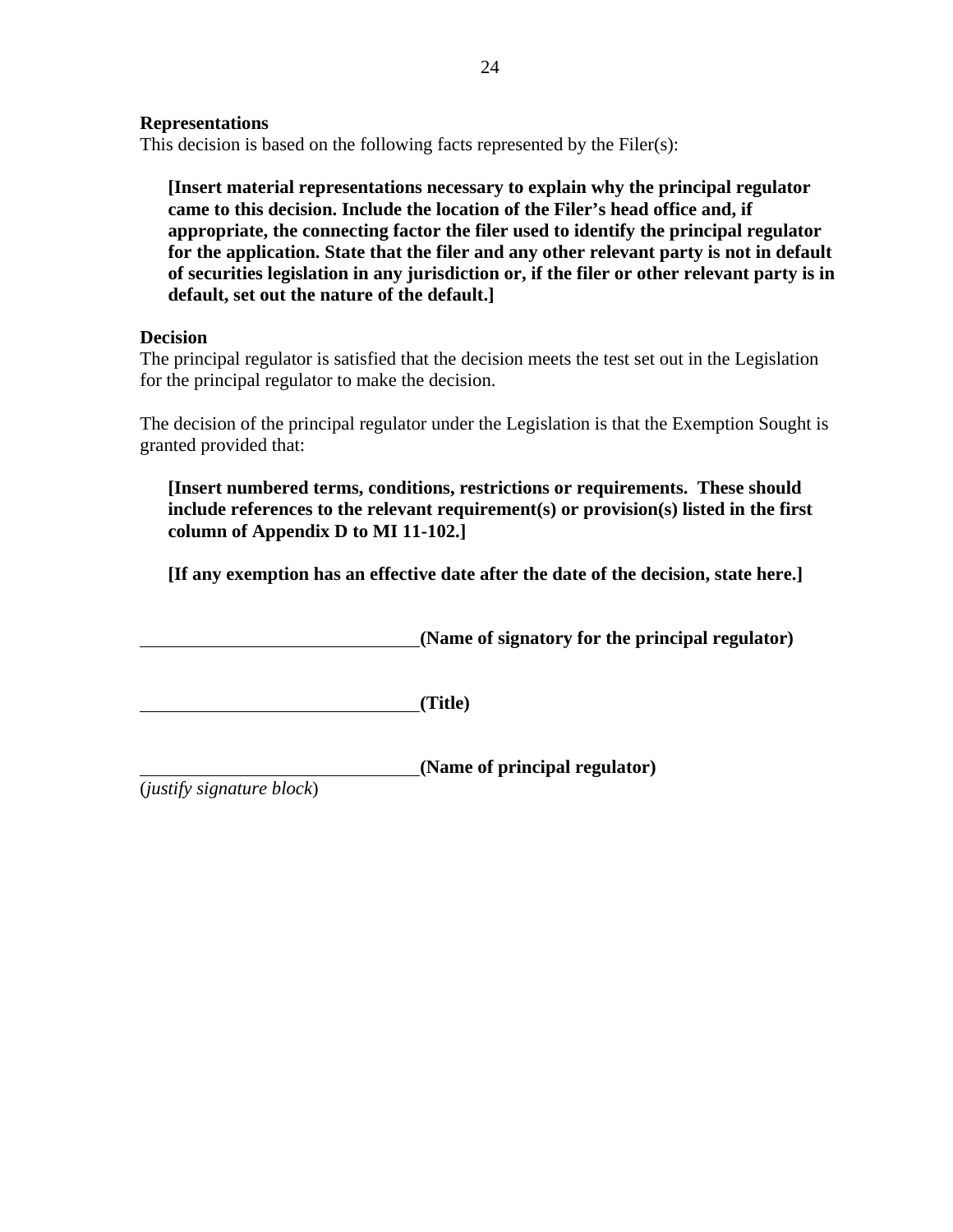**Representations**
This decision is based on the following facts represented by the Filer(s):

> **[Insert material representations necessary to explain why the principal regulator came to this decision. Include the location of the Filer's head office and, if appropriate, the connecting factor the filer used to identify the principal regulator for the application. State that the filer and any other relevant party is not in default of securities legislation in any jurisdiction or, if the filer or other relevant party is in default, set out the nature of the default.]**

**Decision**
The principal regulator is satisfied that the decision meets the test set out in the Legislation for the principal regulator to make the decision.

The decision of the principal regulator under the Legislation is that the Exemption Sought is granted provided that:

> **[Insert numbered terms, conditions, restrictions or requirements. These should include references to the relevant requirement(s) or provision(s) listed in the first column of Appendix D to MI 11-102.]**
>
> **[If any exemption has an effective date after the date of the decision, state here.]**

______________________________**(Name of signatory for the principal regulator)**

______________________________**(Title)**

______________________________**(Name of principal regulator)**
(*justify signature block*)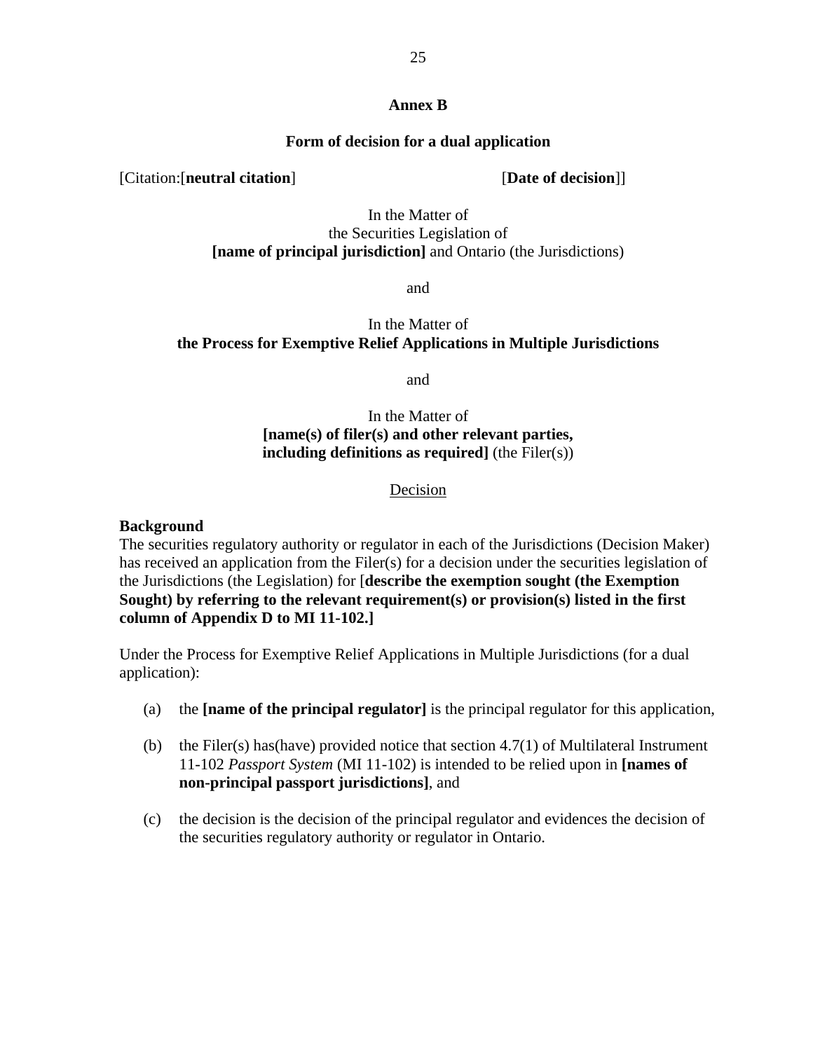**Annex B**

**Form of decision for a dual application**

[Citation:[**neutral citation**] [**Date of decision**]]

In the Matter of
the Securities Legislation of
**[name of principal jurisdiction]** and Ontario (the Jurisdictions)

and

In the Matter of
**the Process for Exemptive Relief Applications in Multiple Jurisdictions**

and

In the Matter of
**[name(s) of filer(s) and other relevant parties, including definitions as required]** (the Filer(s))

Decision

**Background**

The securities regulatory authority or regulator in each of the Jurisdictions (Decision Maker) has received an application from the Filer(s) for a decision under the securities legislation of the Jurisdictions (the Legislation) for [**describe the exemption sought (the Exemption Sought) by referring to the relevant requirement(s) or provision(s) listed in the first column of Appendix D to MI 11-102.]**

Under the Process for Exemptive Relief Applications in Multiple Jurisdictions (for a dual application):

(a) the **[name of the principal regulator]** is the principal regulator for this application,

(b) the Filer(s) has(have) provided notice that section 4.7(1) of Multilateral Instrument 11-102 *Passport System* (MI 11-102) is intended to be relied upon in **[names of non-principal passport jurisdictions]**, and

(c) the decision is the decision of the principal regulator and evidences the decision of the securities regulatory authority or regulator in Ontario.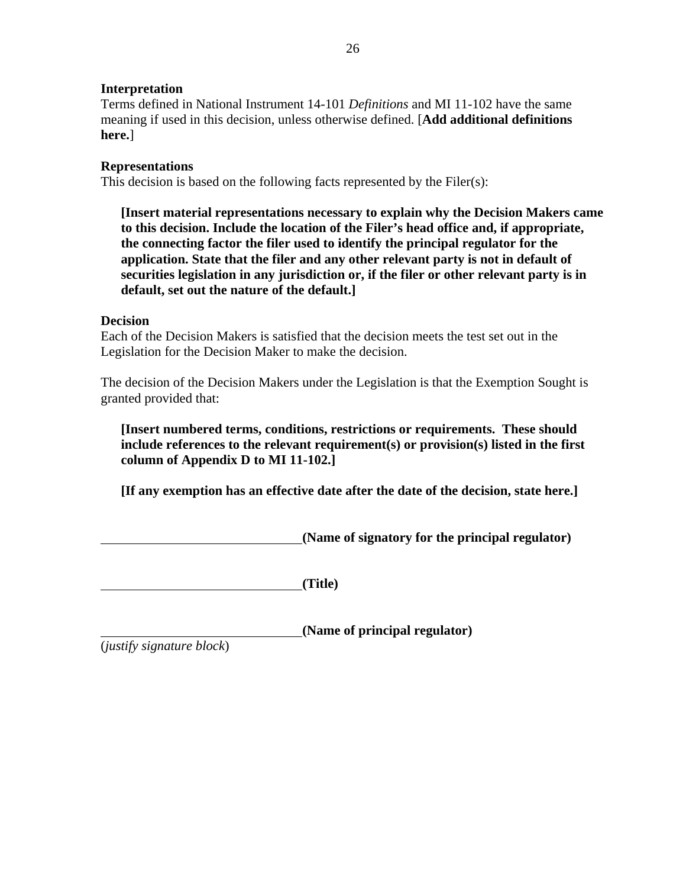**Interpretation**

Terms defined in National Instrument 14-101 *Definitions* and MI 11-102 have the same meaning if used in this decision, unless otherwise defined. [**Add additional definitions here.**]

**Representations**

This decision is based on the following facts represented by the Filer(s):

> **[Insert material representations necessary to explain why the Decision Makers came to this decision. Include the location of the Filer's head office and, if appropriate, the connecting factor the filer used to identify the principal regulator for the application. State that the filer and any other relevant party is not in default of securities legislation in any jurisdiction or, if the filer or other relevant party is in default, set out the nature of the default.]**

**Decision**

Each of the Decision Makers is satisfied that the decision meets the test set out in the Legislation for the Decision Maker to make the decision.

The decision of the Decision Makers under the Legislation is that the Exemption Sought is granted provided that:

> **[Insert numbered terms, conditions, restrictions or requirements. These should include references to the relevant requirement(s) or provision(s) listed in the first column of Appendix D to MI 11-102.]**
>
> **[If any exemption has an effective date after the date of the decision, state here.]**

______________________________**(Name of signatory for the principal regulator)**

______________________________**(Title)**

______________________________**(Name of principal regulator)**

(*justify signature block*)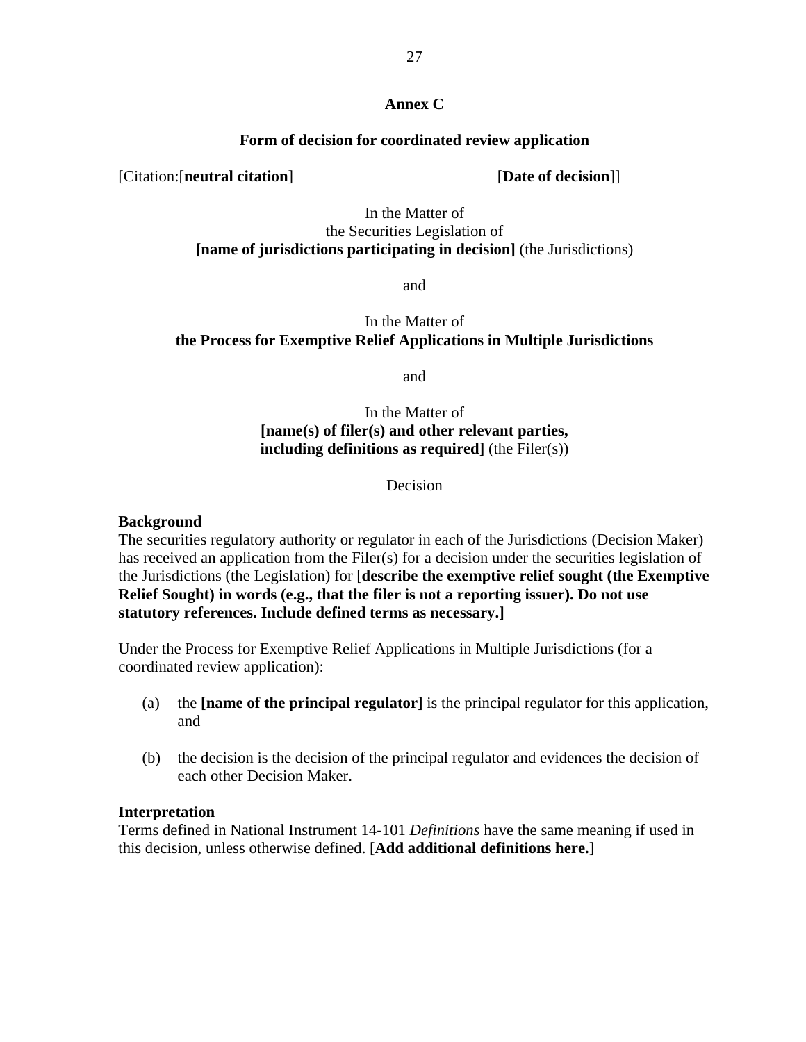**Annex C**

**Form of decision for coordinated review application**

[Citation:[**neutral citation**] [**Date of decision**]]

In the Matter of
the Securities Legislation of
**[name of jurisdictions participating in decision]** (the Jurisdictions)

and

In the Matter of
**the Process for Exemptive Relief Applications in Multiple Jurisdictions**

and

In the Matter of
**[name(s) of filer(s) and other relevant parties, including definitions as required]** (the Filer(s))

<u>Decision</u>

**Background**

The securities regulatory authority or regulator in each of the Jurisdictions (Decision Maker) has received an application from the Filer(s) for a decision under the securities legislation of the Jurisdictions (the Legislation) for [**describe the exemptive relief sought (the Exemptive Relief Sought) in words (e.g., that the filer is not a reporting issuer). Do not use statutory references. Include defined terms as necessary.]**

Under the Process for Exemptive Relief Applications in Multiple Jurisdictions (for a coordinated review application):

(a) the **[name of the principal regulator]** is the principal regulator for this application, and

(b) the decision is the decision of the principal regulator and evidences the decision of each other Decision Maker.

**Interpretation**

Terms defined in National Instrument 14-101 *Definitions* have the same meaning if used in this decision, unless otherwise defined. [**Add additional definitions here.**]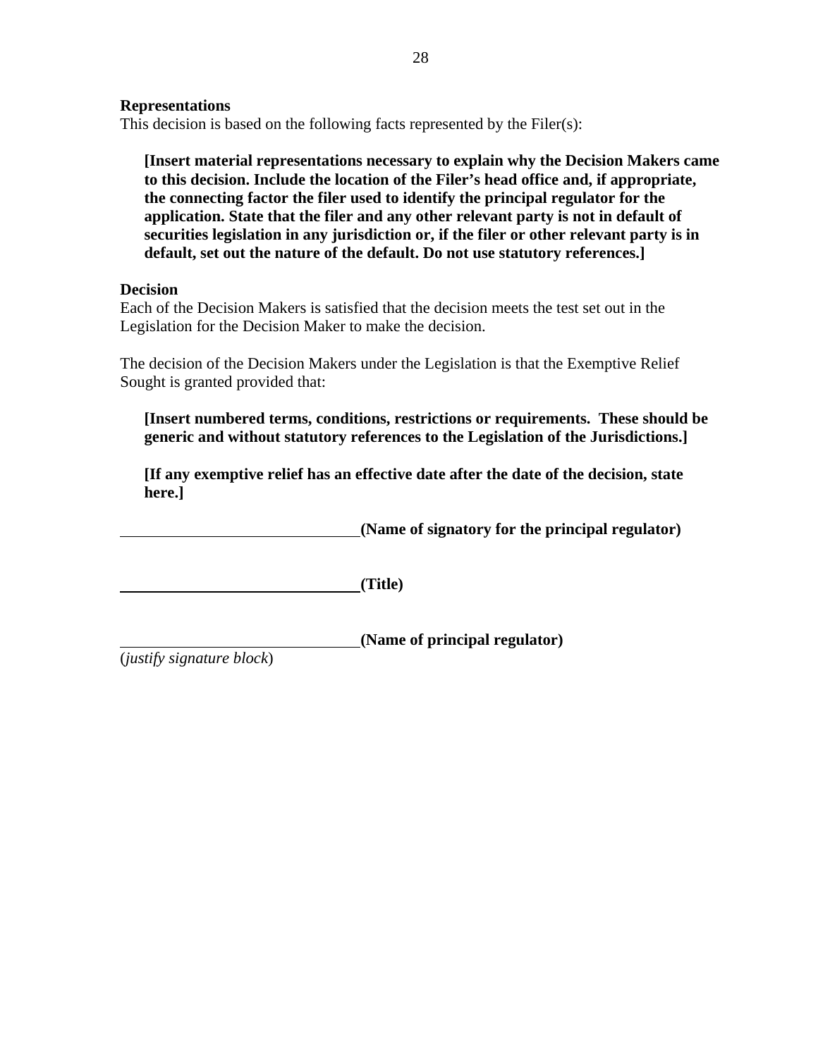**Representations**

This decision is based on the following facts represented by the Filer(s):

> **[Insert material representations necessary to explain why the Decision Makers came to this decision. Include the location of the Filer's head office and, if appropriate, the connecting factor the filer used to identify the principal regulator for the application. State that the filer and any other relevant party is not in default of securities legislation in any jurisdiction or, if the filer or other relevant party is in default, set out the nature of the default. Do not use statutory references.]**

**Decision**

Each of the Decision Makers is satisfied that the decision meets the test set out in the Legislation for the Decision Maker to make the decision.

The decision of the Decision Makers under the Legislation is that the Exemptive Relief Sought is granted provided that:

> **[Insert numbered terms, conditions, restrictions or requirements. These should be generic and without statutory references to the Legislation of the Jurisdictions.]**
>
> **[If any exemptive relief has an effective date after the date of the decision, state here.]**

\_\_\_\_\_\_\_\_\_\_\_\_\_\_\_\_\_\_\_\_\_\_\_\_\_\_\_\_\_\_**(Name of signatory for the principal regulator)**

\_\_\_\_\_\_\_\_\_\_\_\_\_\_\_\_\_\_\_\_\_\_\_\_\_\_\_\_\_\_**(Title)**

\_\_\_\_\_\_\_\_\_\_\_\_\_\_\_\_\_\_\_\_\_\_\_\_\_\_\_\_\_\_**(Name of principal regulator)**
(*justify signature block*)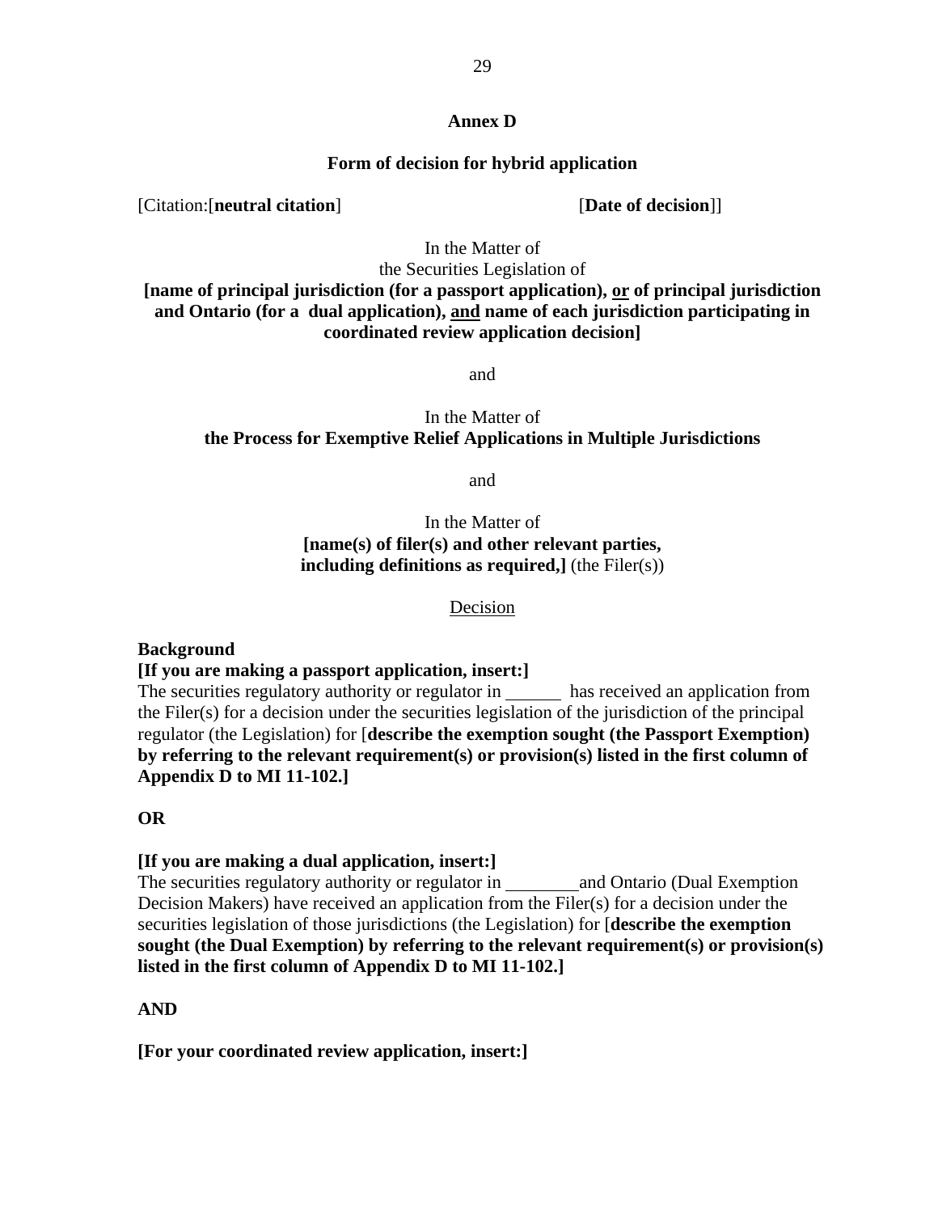**Annex D**

**Form of decision for hybrid application**

[Citation:[**neutral citation**] [**Date of decision**]]

In the Matter of
the Securities Legislation of
**[name of principal jurisdiction (for a passport application), <u>or</u> of principal jurisdiction and Ontario (for a dual application), <u>and</u> name of each jurisdiction participating in coordinated review application decision]**

and

In the Matter of
**the Process for Exemptive Relief Applications in Multiple Jurisdictions**

and

In the Matter of
**[name(s) of filer(s) and other relevant parties, including definitions as required,]** (the Filer(s))

<u>Decision</u>

**Background**

**[If you are making a passport application, insert:]**

The securities regulatory authority or regulator in ______ has received an application from the Filer(s) for a decision under the securities legislation of the jurisdiction of the principal regulator (the Legislation) for [**describe the exemption sought (the Passport Exemption) by referring to the relevant requirement(s) or provision(s) listed in the first column of Appendix D to MI 11-102.]**

**OR**

**[If you are making a dual application, insert:]**

The securities regulatory authority or regulator in ________ and Ontario (Dual Exemption Decision Makers) have received an application from the Filer(s) for a decision under the securities legislation of those jurisdictions (the Legislation) for [**describe the exemption sought (the Dual Exemption) by referring to the relevant requirement(s) or provision(s) listed in the first column of Appendix D to MI 11-102.]**

**AND**

**[For your coordinated review application, insert:]**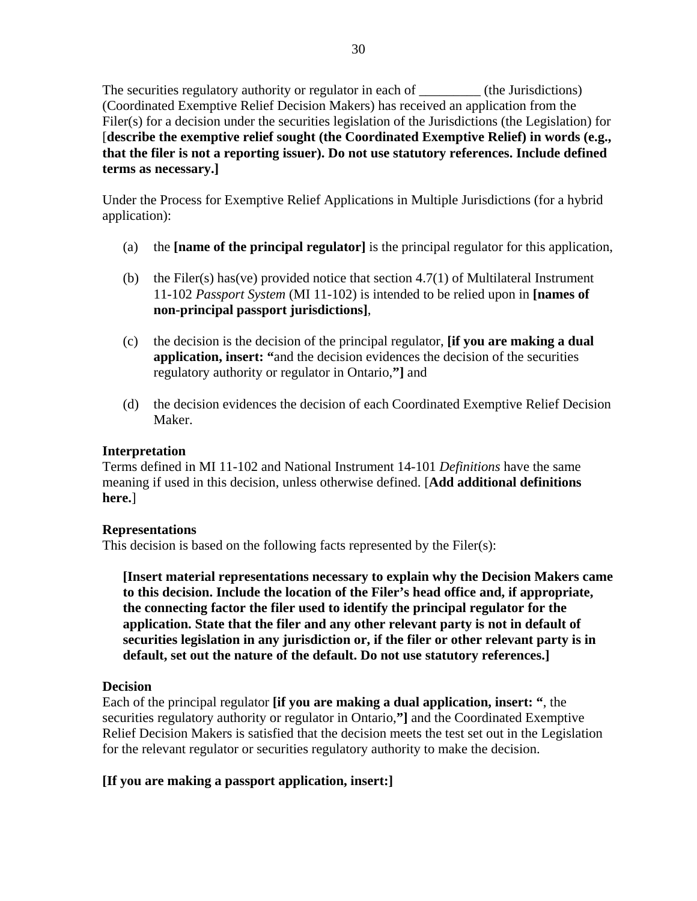The securities regulatory authority or regulator in each of _________ (the Jurisdictions) (Coordinated Exemptive Relief Decision Makers) has received an application from the Filer(s) for a decision under the securities legislation of the Jurisdictions (the Legislation) for [**describe the exemptive relief sought (the Coordinated Exemptive Relief) in words (e.g., that the filer is not a reporting issuer). Do not use statutory references. Include defined terms as necessary.]**

Under the Process for Exemptive Relief Applications in Multiple Jurisdictions (for a hybrid application):

(a) the **[name of the principal regulator]** is the principal regulator for this application,

(b) the Filer(s) has(ve) provided notice that section 4.7(1) of Multilateral Instrument 11-102 *Passport System* (MI 11-102) is intended to be relied upon in **[names of non-principal passport jurisdictions]**,

(c) the decision is the decision of the principal regulator, **[if you are making a dual application, insert: "**and the decision evidences the decision of the securities regulatory authority or regulator in Ontario,**"]** and

(d) the decision evidences the decision of each Coordinated Exemptive Relief Decision Maker.

**Interpretation**
Terms defined in MI 11-102 and National Instrument 14-101 *Definitions* have the same meaning if used in this decision, unless otherwise defined. [**Add additional definitions here.**]

**Representations**
This decision is based on the following facts represented by the Filer(s):

> **[Insert material representations necessary to explain why the Decision Makers came to this decision. Include the location of the Filer's head office and, if appropriate, the connecting factor the filer used to identify the principal regulator for the application. State that the filer and any other relevant party is not in default of securities legislation in any jurisdiction or, if the filer or other relevant party is in default, set out the nature of the default. Do not use statutory references.]**

**Decision**
Each of the principal regulator **[if you are making a dual application, insert: "**, the securities regulatory authority or regulator in Ontario,**"]** and the Coordinated Exemptive Relief Decision Makers is satisfied that the decision meets the test set out in the Legislation for the relevant regulator or securities regulatory authority to make the decision.

**[If you are making a passport application, insert:]**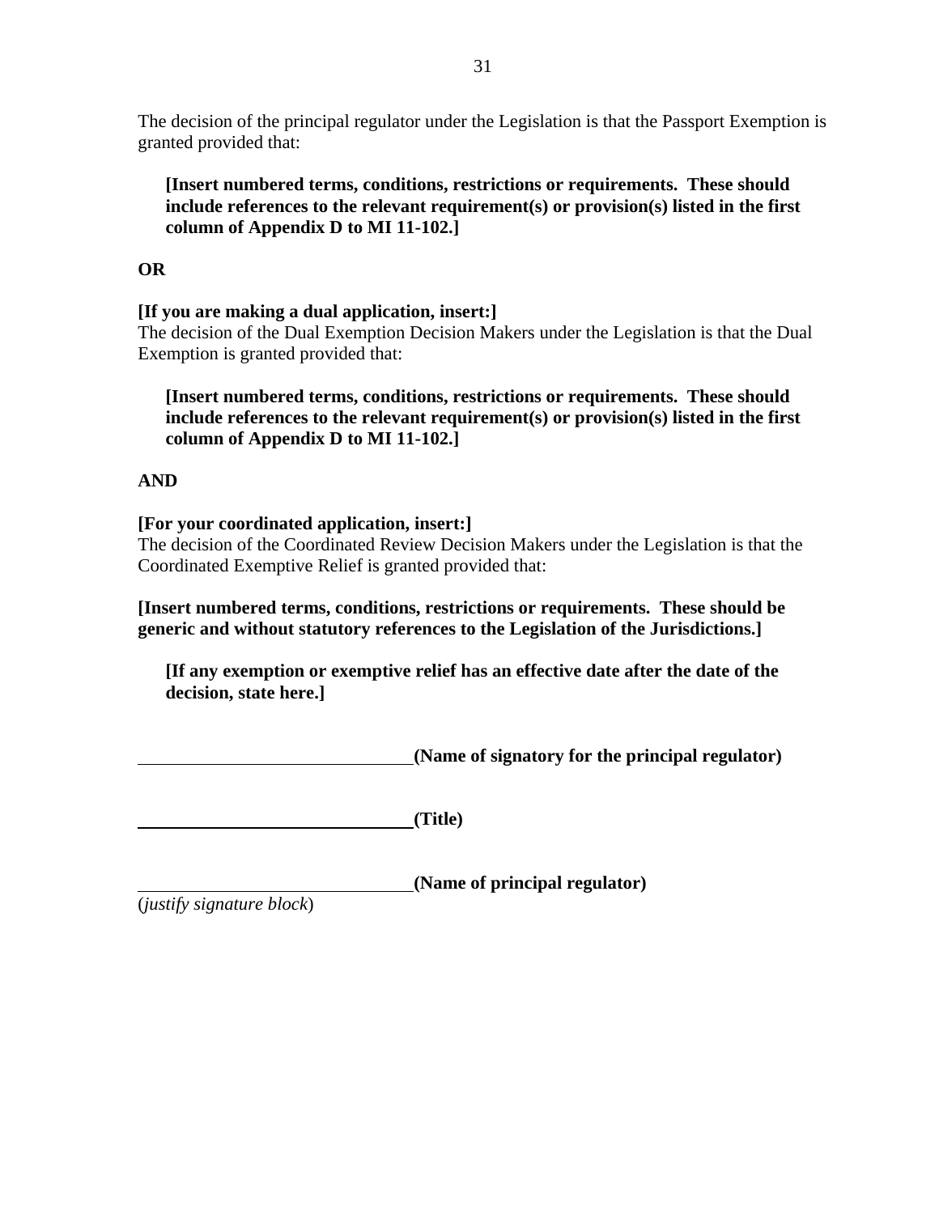The decision of the principal regulator under the Legislation is that the Passport Exemption is granted provided that:

> **[Insert numbered terms, conditions, restrictions or requirements. These should include references to the relevant requirement(s) or provision(s) listed in the first column of Appendix D to MI 11-102.]**

**OR**

**[If you are making a dual application, insert:]**
The decision of the Dual Exemption Decision Makers under the Legislation is that the Dual Exemption is granted provided that:

> **[Insert numbered terms, conditions, restrictions or requirements. These should include references to the relevant requirement(s) or provision(s) listed in the first column of Appendix D to MI 11-102.]**

**AND**

**[For your coordinated application, insert:]**
The decision of the Coordinated Review Decision Makers under the Legislation is that the Coordinated Exemptive Relief is granted provided that:

**[Insert numbered terms, conditions, restrictions or requirements. These should be generic and without statutory references to the Legislation of the Jurisdictions.]**

> **[If any exemption or exemptive relief has an effective date after the date of the decision, state here.]**

\_\_\_\_\_\_\_\_\_\_\_\_\_\_\_\_\_\_\_\_\_\_\_\_\_\_\_\_\_\_**(Name of signatory for the principal regulator)**

\_\_\_\_\_\_\_\_\_\_\_\_\_\_\_\_\_\_\_\_\_\_\_\_\_\_\_\_\_\_**(Title)**

\_\_\_\_\_\_\_\_\_\_\_\_\_\_\_\_\_\_\_\_\_\_\_\_\_\_\_\_\_\_**(Name of principal regulator)**
(*justify signature block*)